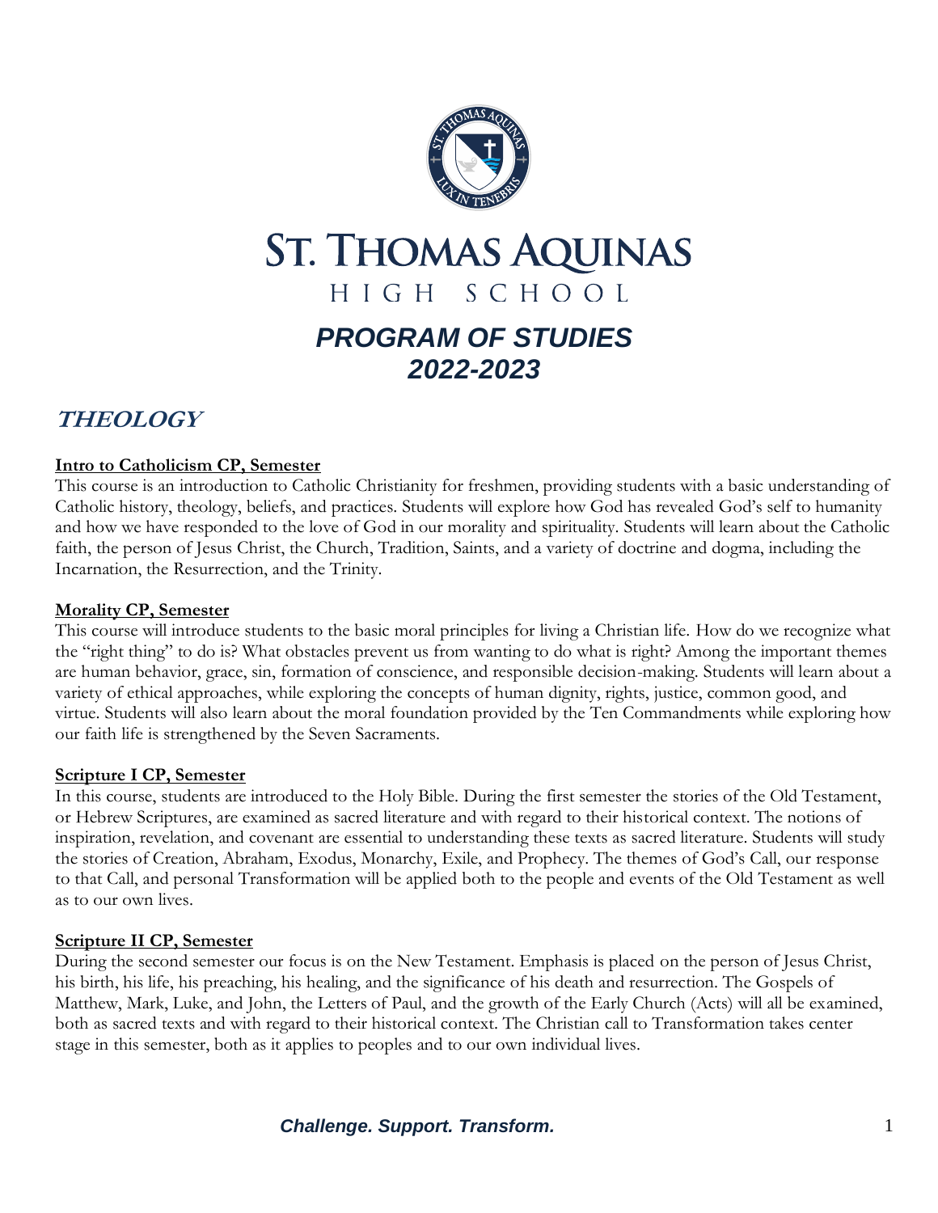# ST. THOMAS AQUINAS

HIGH SCHOOL

## *PROGRAM OF STUDIES*
## *2022-2023*

## THEOLOGY

**Intro to Catholicism CP, Semester**

This course is an introduction to Catholic Christianity for freshmen, providing students with a basic understanding of Catholic history, theology, beliefs, and practices. Students will explore how God has revealed God's self to humanity and how we have responded to the love of God in our morality and spirituality. Students will learn about the Catholic faith, the person of Jesus Christ, the Church, Tradition, Saints, and a variety of doctrine and dogma, including the Incarnation, the Resurrection, and the Trinity.

**Morality CP, Semester**

This course will introduce students to the basic moral principles for living a Christian life. How do we recognize what the "right thing" to do is? What obstacles prevent us from wanting to do what is right? Among the important themes are human behavior, grace, sin, formation of conscience, and responsible decision-making. Students will learn about a variety of ethical approaches, while exploring the concepts of human dignity, rights, justice, common good, and virtue. Students will also learn about the moral foundation provided by the Ten Commandments while exploring how our faith life is strengthened by the Seven Sacraments.

**Scripture I CP, Semester**

In this course, students are introduced to the Holy Bible. During the first semester the stories of the Old Testament, or Hebrew Scriptures, are examined as sacred literature and with regard to their historical context. The notions of inspiration, revelation, and covenant are essential to understanding these texts as sacred literature. Students will study the stories of Creation, Abraham, Exodus, Monarchy, Exile, and Prophecy. The themes of God's Call, our response to that Call, and personal Transformation will be applied both to the people and events of the Old Testament as well as to our own lives.

**Scripture II CP, Semester**

During the second semester our focus is on the New Testament. Emphasis is placed on the person of Jesus Christ, his birth, his life, his preaching, his healing, and the significance of his death and resurrection. The Gospels of Matthew, Mark, Luke, and John, the Letters of Paul, and the growth of the Early Church (Acts) will all be examined, both as sacred texts and with regard to their historical context. The Christian call to Transformation takes center stage in this semester, both as it applies to peoples and to our own individual lives.

*Challenge. Support. Transform.*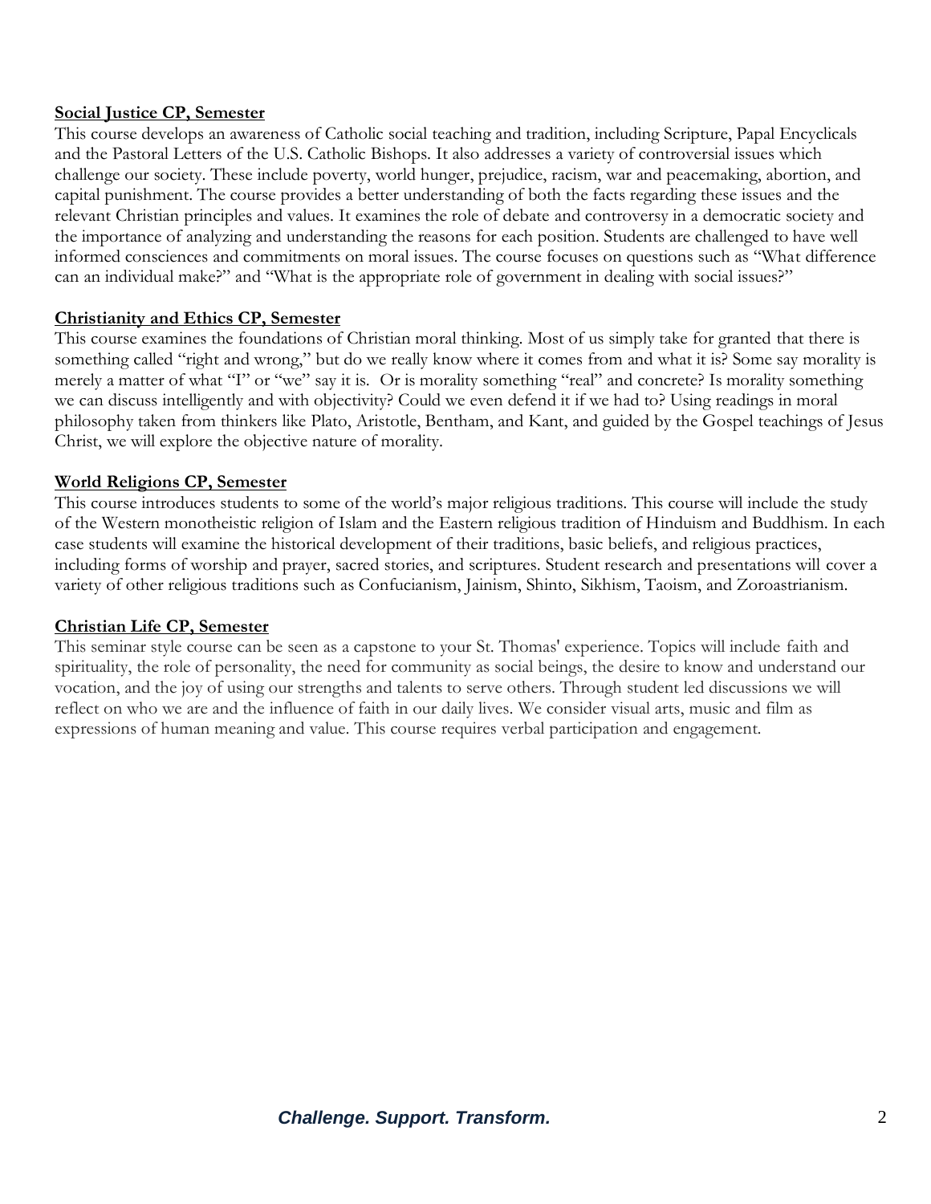**Social Justice CP, Semester**

This course develops an awareness of Catholic social teaching and tradition, including Scripture, Papal Encyclicals and the Pastoral Letters of the U.S. Catholic Bishops. It also addresses a variety of controversial issues which challenge our society. These include poverty, world hunger, prejudice, racism, war and peacemaking, abortion, and capital punishment. The course provides a better understanding of both the facts regarding these issues and the relevant Christian principles and values. It examines the role of debate and controversy in a democratic society and the importance of analyzing and understanding the reasons for each position. Students are challenged to have well informed consciences and commitments on moral issues. The course focuses on questions such as "What difference can an individual make?" and "What is the appropriate role of government in dealing with social issues?"

**Christianity and Ethics CP, Semester**

This course examines the foundations of Christian moral thinking. Most of us simply take for granted that there is something called "right and wrong," but do we really know where it comes from and what it is? Some say morality is merely a matter of what "I" or "we" say it is. Or is morality something "real" and concrete? Is morality something we can discuss intelligently and with objectivity? Could we even defend it if we had to? Using readings in moral philosophy taken from thinkers like Plato, Aristotle, Bentham, and Kant, and guided by the Gospel teachings of Jesus Christ, we will explore the objective nature of morality.

**World Religions CP, Semester**

This course introduces students to some of the world's major religious traditions. This course will include the study of the Western monotheistic religion of Islam and the Eastern religious tradition of Hinduism and Buddhism. In each case students will examine the historical development of their traditions, basic beliefs, and religious practices, including forms of worship and prayer, sacred stories, and scriptures. Student research and presentations will cover a variety of other religious traditions such as Confucianism, Jainism, Shinto, Sikhism, Taoism, and Zoroastrianism.

**Christian Life CP, Semester**

This seminar style course can be seen as a capstone to your St. Thomas' experience. Topics will include faith and spirituality, the role of personality, the need for community as social beings, the desire to know and understand our vocation, and the joy of using our strengths and talents to serve others. Through student led discussions we will reflect on who we are and the influence of faith in our daily lives. We consider visual arts, music and film as expressions of human meaning and value. This course requires verbal participation and engagement.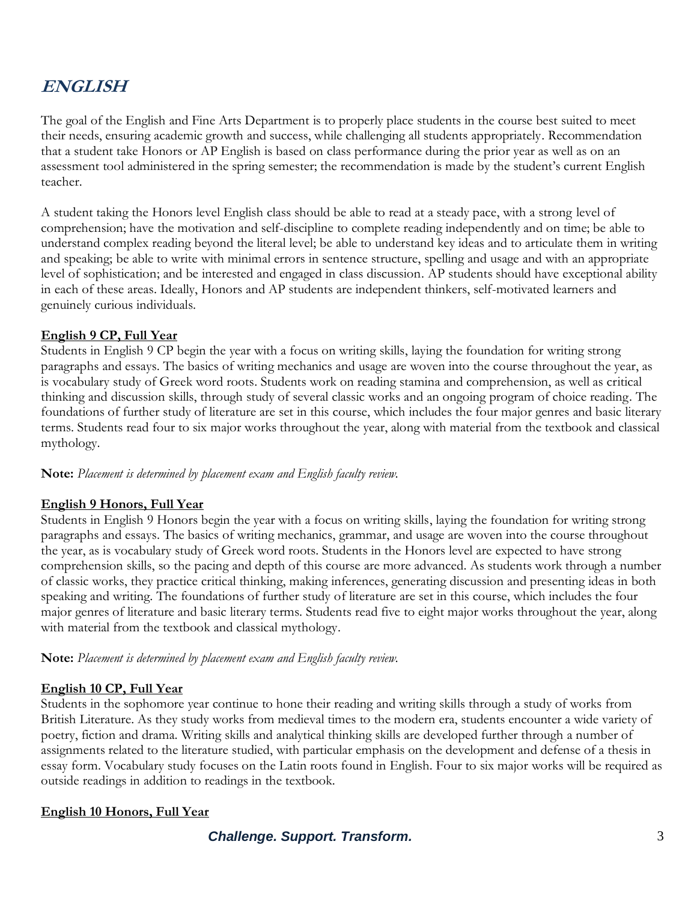# ENGLISH

The goal of the English and Fine Arts Department is to properly place students in the course best suited to meet their needs, ensuring academic growth and success, while challenging all students appropriately. Recommendation that a student take Honors or AP English is based on class performance during the prior year as well as on an assessment tool administered in the spring semester; the recommendation is made by the student's current English teacher.

A student taking the Honors level English class should be able to read at a steady pace, with a strong level of comprehension; have the motivation and self-discipline to complete reading independently and on time; be able to understand complex reading beyond the literal level; be able to understand key ideas and to articulate them in writing and speaking; be able to write with minimal errors in sentence structure, spelling and usage and with an appropriate level of sophistication; and be interested and engaged in class discussion. AP students should have exceptional ability in each of these areas. Ideally, Honors and AP students are independent thinkers, self-motivated learners and genuinely curious individuals.

**English 9 CP, Full Year**

Students in English 9 CP begin the year with a focus on writing skills, laying the foundation for writing strong paragraphs and essays. The basics of writing mechanics and usage are woven into the course throughout the year, as is vocabulary study of Greek word roots. Students work on reading stamina and comprehension, as well as critical thinking and discussion skills, through study of several classic works and an ongoing program of choice reading. The foundations of further study of literature are set in this course, which includes the four major genres and basic literary terms. Students read four to six major works throughout the year, along with material from the textbook and classical mythology.

**Note:** *Placement is determined by placement exam and English faculty review.*

**English 9 Honors, Full Year**

Students in English 9 Honors begin the year with a focus on writing skills, laying the foundation for writing strong paragraphs and essays. The basics of writing mechanics, grammar, and usage are woven into the course throughout the year, as is vocabulary study of Greek word roots. Students in the Honors level are expected to have strong comprehension skills, so the pacing and depth of this course are more advanced. As students work through a number of classic works, they practice critical thinking, making inferences, generating discussion and presenting ideas in both speaking and writing. The foundations of further study of literature are set in this course, which includes the four major genres of literature and basic literary terms. Students read five to eight major works throughout the year, along with material from the textbook and classical mythology.

**Note:** *Placement is determined by placement exam and English faculty review.*

**English 10 CP, Full Year**

Students in the sophomore year continue to hone their reading and writing skills through a study of works from British Literature. As they study works from medieval times to the modern era, students encounter a wide variety of poetry, fiction and drama. Writing skills and analytical thinking skills are developed further through a number of assignments related to the literature studied, with particular emphasis on the development and defense of a thesis in essay form. Vocabulary study focuses on the Latin roots found in English. Four to six major works will be required as outside readings in addition to readings in the textbook.

**English 10 Honors, Full Year**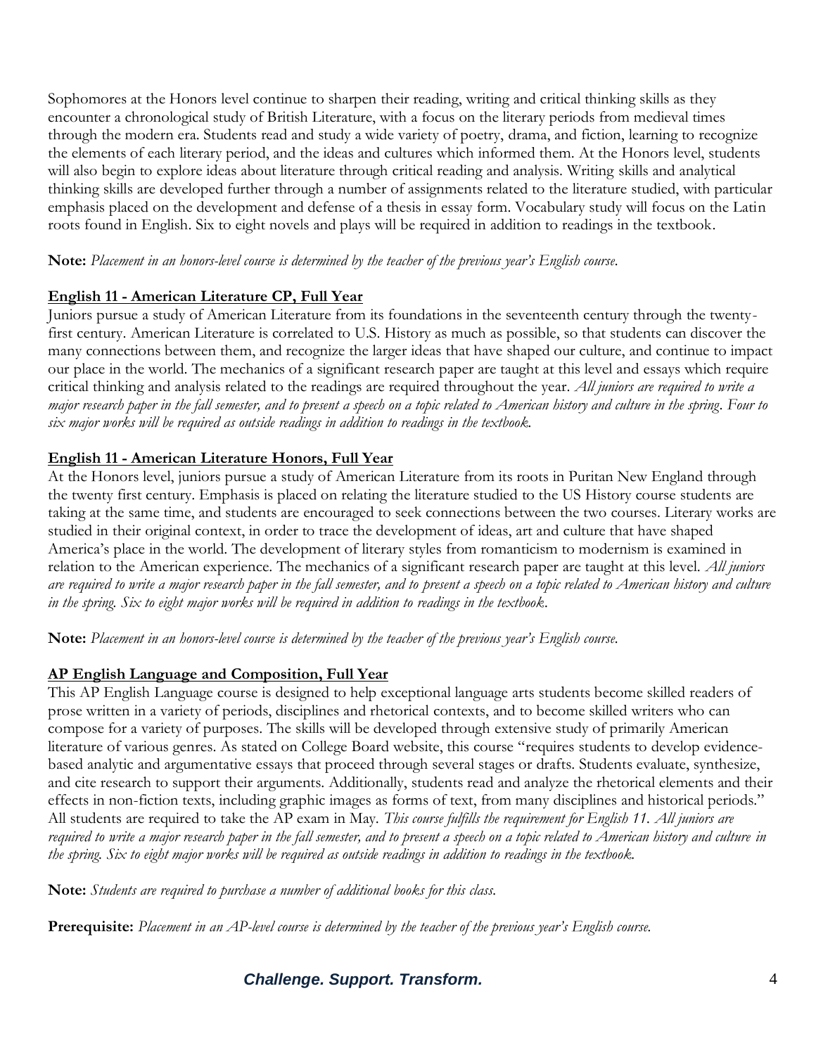Sophomores at the Honors level continue to sharpen their reading, writing and critical thinking skills as they encounter a chronological study of British Literature, with a focus on the literary periods from medieval times through the modern era. Students read and study a wide variety of poetry, drama, and fiction, learning to recognize the elements of each literary period, and the ideas and cultures which informed them. At the Honors level, students will also begin to explore ideas about literature through critical reading and analysis. Writing skills and analytical thinking skills are developed further through a number of assignments related to the literature studied, with particular emphasis placed on the development and defense of a thesis in essay form. Vocabulary study will focus on the Latin roots found in English. Six to eight novels and plays will be required in addition to readings in the textbook.

**Note:** *Placement in an honors-level course is determined by the teacher of the previous year's English course.*

### English 11 - American Literature CP, Full Year

Juniors pursue a study of American Literature from its foundations in the seventeenth century through the twenty-first century. American Literature is correlated to U.S. History as much as possible, so that students can discover the many connections between them, and recognize the larger ideas that have shaped our culture, and continue to impact our place in the world. The mechanics of a significant research paper are taught at this level and essays which require critical thinking and analysis related to the readings are required throughout the year. *All juniors are required to write a major research paper in the fall semester, and to present a speech on a topic related to American history and culture in the spring. Four to six major works will be required as outside readings in addition to readings in the textbook.*

### English 11 - American Literature Honors, Full Year

At the Honors level, juniors pursue a study of American Literature from its roots in Puritan New England through the twenty first century. Emphasis is placed on relating the literature studied to the US History course students are taking at the same time, and students are encouraged to seek connections between the two courses. Literary works are studied in their original context, in order to trace the development of ideas, art and culture that have shaped America's place in the world. The development of literary styles from romanticism to modernism is examined in relation to the American experience. The mechanics of a significant research paper are taught at this level. *All juniors are required to write a major research paper in the fall semester, and to present a speech on a topic related to American history and culture in the spring. Six to eight major works will be required in addition to readings in the textbook.*

**Note:** *Placement in an honors-level course is determined by the teacher of the previous year's English course.*

### AP English Language and Composition, Full Year

This AP English Language course is designed to help exceptional language arts students become skilled readers of prose written in a variety of periods, disciplines and rhetorical contexts, and to become skilled writers who can compose for a variety of purposes. The skills will be developed through extensive study of primarily American literature of various genres. As stated on College Board website, this course "requires students to develop evidence-based analytic and argumentative essays that proceed through several stages or drafts. Students evaluate, synthesize, and cite research to support their arguments. Additionally, students read and analyze the rhetorical elements and their effects in non-fiction texts, including graphic images as forms of text, from many disciplines and historical periods." All students are required to take the AP exam in May. *This course fulfills the requirement for English 11. All juniors are required to write a major research paper in the fall semester, and to present a speech on a topic related to American history and culture in the spring. Six to eight major works will be required as outside readings in addition to readings in the textbook.*

**Note:** *Students are required to purchase a number of additional books for this class.*

**Prerequisite:** *Placement in an AP-level course is determined by the teacher of the previous year's English course.*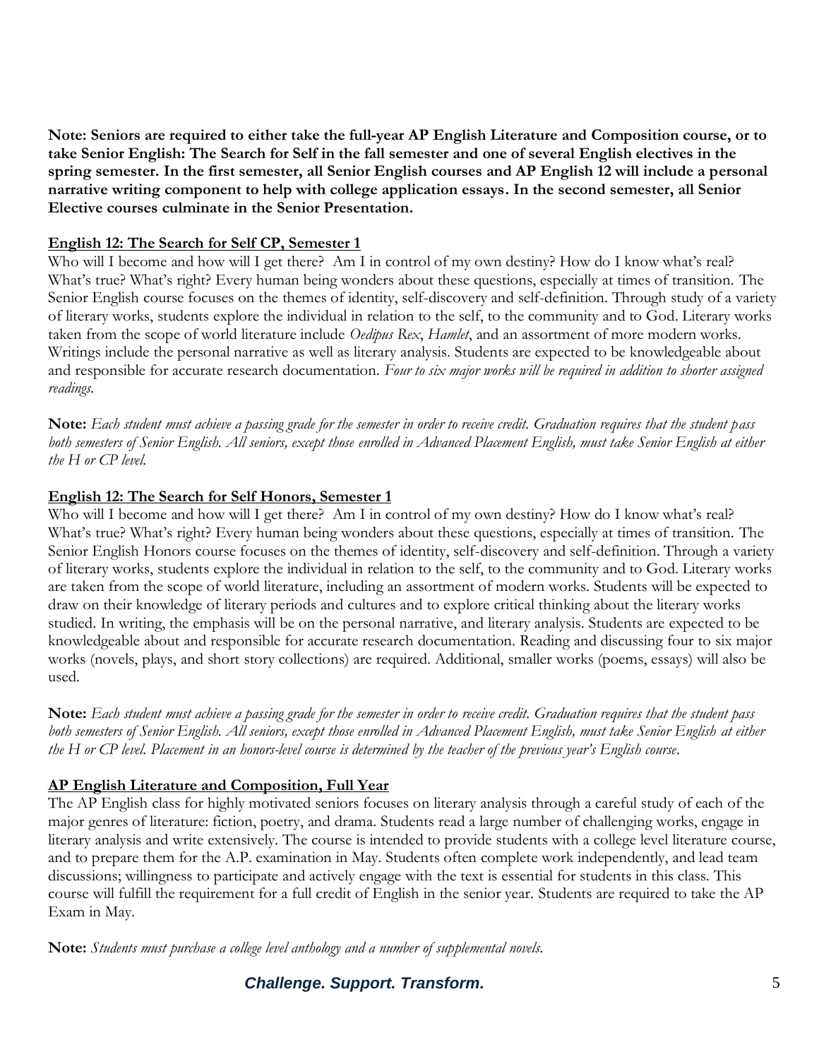**Note: Seniors are required to either take the full-year AP English Literature and Composition course, or to take Senior English: The Search for Self in the fall semester and one of several English electives in the spring semester. In the first semester, all Senior English courses and AP English 12 will include a personal narrative writing component to help with college application essays. In the second semester, all Senior Elective courses culminate in the Senior Presentation.**

## English 12: The Search for Self CP, Semester 1

Who will I become and how will I get there? Am I in control of my own destiny? How do I know what's real? What's true? What's right? Every human being wonders about these questions, especially at times of transition. The Senior English course focuses on the themes of identity, self-discovery and self-definition. Through study of a variety of literary works, students explore the individual in relation to the self, to the community and to God. Literary works taken from the scope of world literature include *Oedipus Rex*, *Hamlet*, and an assortment of more modern works. Writings include the personal narrative as well as literary analysis. Students are expected to be knowledgeable about and responsible for accurate research documentation. *Four to six major works will be required in addition to shorter assigned readings.*

**Note:** *Each student must achieve a passing grade for the semester in order to receive credit. Graduation requires that the student pass both semesters of Senior English. All seniors, except those enrolled in Advanced Placement English, must take Senior English at either the H or CP level.*

## English 12: The Search for Self Honors, Semester 1

Who will I become and how will I get there? Am I in control of my own destiny? How do I know what's real? What's true? What's right? Every human being wonders about these questions, especially at times of transition. The Senior English Honors course focuses on the themes of identity, self-discovery and self-definition. Through a variety of literary works, students explore the individual in relation to the self, to the community and to God. Literary works are taken from the scope of world literature, including an assortment of modern works. Students will be expected to draw on their knowledge of literary periods and cultures and to explore critical thinking about the literary works studied. In writing, the emphasis will be on the personal narrative, and literary analysis. Students are expected to be knowledgeable about and responsible for accurate research documentation. Reading and discussing four to six major works (novels, plays, and short story collections) are required. Additional, smaller works (poems, essays) will also be used.

**Note:** *Each student must achieve a passing grade for the semester in order to receive credit. Graduation requires that the student pass both semesters of Senior English. All seniors, except those enrolled in Advanced Placement English, must take Senior English at either the H or CP level. Placement in an honors-level course is determined by the teacher of the previous year's English course.*

## AP English Literature and Composition, Full Year

The AP English class for highly motivated seniors focuses on literary analysis through a careful study of each of the major genres of literature: fiction, poetry, and drama. Students read a large number of challenging works, engage in literary analysis and write extensively. The course is intended to provide students with a college level literature course, and to prepare them for the A.P. examination in May. Students often complete work independently, and lead team discussions; willingness to participate and actively engage with the text is essential for students in this class. This course will fulfill the requirement for a full credit of English in the senior year. Students are required to take the AP Exam in May.

**Note:** *Students must purchase a college level anthology and a number of supplemental novels.*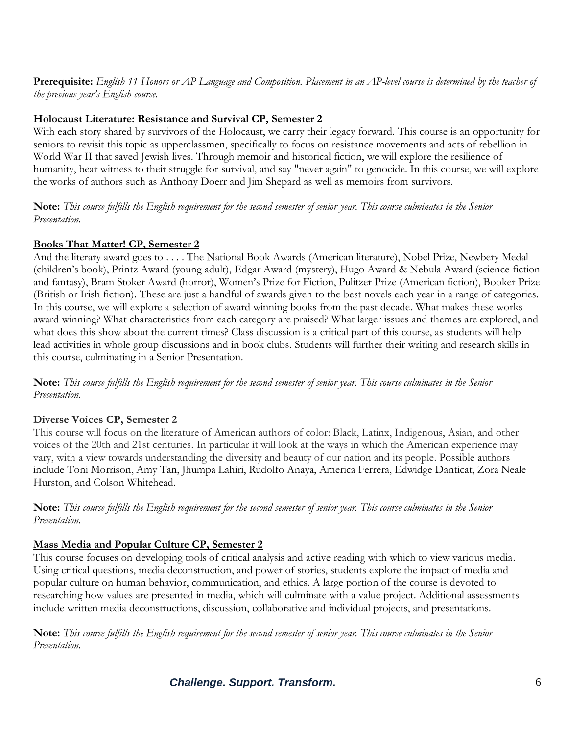**Prerequisite:** *English 11 Honors or AP Language and Composition. Placement in an AP-level course is determined by the teacher of the previous year's English course.*

### Holocaust Literature: Resistance and Survival CP, Semester 2

With each story shared by survivors of the Holocaust, we carry their legacy forward. This course is an opportunity for seniors to revisit this topic as upperclassmen, specifically to focus on resistance movements and acts of rebellion in World War II that saved Jewish lives. Through memoir and historical fiction, we will explore the resilience of humanity, bear witness to their struggle for survival, and say "never again" to genocide. In this course, we will explore the works of authors such as Anthony Doerr and Jim Shepard as well as memoirs from survivors.

**Note:** *This course fulfills the English requirement for the second semester of senior year. This course culminates in the Senior Presentation.*

### Books That Matter! CP, Semester 2

And the literary award goes to . . . . The National Book Awards (American literature), Nobel Prize, Newbery Medal (children's book), Printz Award (young adult), Edgar Award (mystery), Hugo Award & Nebula Award (science fiction and fantasy), Bram Stoker Award (horror), Women's Prize for Fiction, Pulitzer Prize (American fiction), Booker Prize (British or Irish fiction). These are just a handful of awards given to the best novels each year in a range of categories. In this course, we will explore a selection of award winning books from the past decade. What makes these works award winning? What characteristics from each category are praised? What larger issues and themes are explored, and what does this show about the current times? Class discussion is a critical part of this course, as students will help lead activities in whole group discussions and in book clubs. Students will further their writing and research skills in this course, culminating in a Senior Presentation.

**Note:** *This course fulfills the English requirement for the second semester of senior year. This course culminates in the Senior Presentation.*

### Diverse Voices CP, Semester 2

This course will focus on the literature of American authors of color: Black, Latinx, Indigenous, Asian, and other voices of the 20th and 21st centuries. In particular it will look at the ways in which the American experience may vary, with a view towards understanding the diversity and beauty of our nation and its people. Possible authors include Toni Morrison, Amy Tan, Jhumpa Lahiri, Rudolfo Anaya, America Ferrera, Edwidge Danticat, Zora Neale Hurston, and Colson Whitehead.

**Note:** *This course fulfills the English requirement for the second semester of senior year. This course culminates in the Senior Presentation.*

### Mass Media and Popular Culture CP, Semester 2

This course focuses on developing tools of critical analysis and active reading with which to view various media. Using critical questions, media deconstruction, and power of stories, students explore the impact of media and popular culture on human behavior, communication, and ethics. A large portion of the course is devoted to researching how values are presented in media, which will culminate with a value project. Additional assessments include written media deconstructions, discussion, collaborative and individual projects, and presentations.

**Note:** *This course fulfills the English requirement for the second semester of senior year. This course culminates in the Senior Presentation.*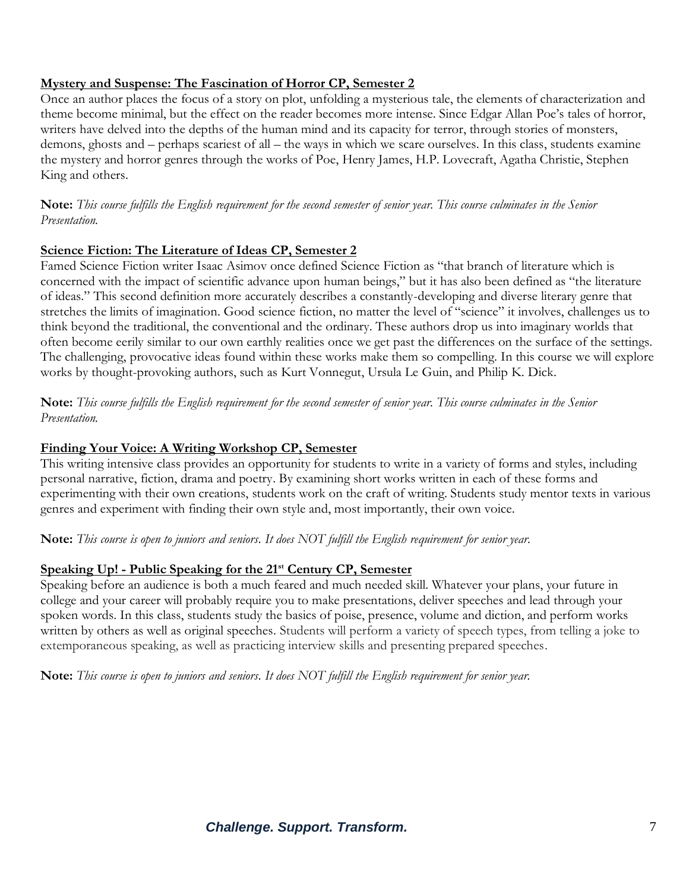**Mystery and Suspense: The Fascination of Horror CP, Semester 2**

Once an author places the focus of a story on plot, unfolding a mysterious tale, the elements of characterization and theme become minimal, but the effect on the reader becomes more intense. Since Edgar Allan Poe's tales of horror, writers have delved into the depths of the human mind and its capacity for terror, through stories of monsters, demons, ghosts and – perhaps scariest of all – the ways in which we scare ourselves. In this class, students examine the mystery and horror genres through the works of Poe, Henry James, H.P. Lovecraft, Agatha Christie, Stephen King and others.

**Note:** *This course fulfills the English requirement for the second semester of senior year. This course culminates in the Senior Presentation.*

**Science Fiction: The Literature of Ideas CP, Semester 2**

Famed Science Fiction writer Isaac Asimov once defined Science Fiction as "that branch of literature which is concerned with the impact of scientific advance upon human beings," but it has also been defined as "the literature of ideas." This second definition more accurately describes a constantly-developing and diverse literary genre that stretches the limits of imagination. Good science fiction, no matter the level of "science" it involves, challenges us to think beyond the traditional, the conventional and the ordinary. These authors drop us into imaginary worlds that often become eerily similar to our own earthly realities once we get past the differences on the surface of the settings. The challenging, provocative ideas found within these works make them so compelling. In this course we will explore works by thought-provoking authors, such as Kurt Vonnegut, Ursula Le Guin, and Philip K. Dick.

**Note:** *This course fulfills the English requirement for the second semester of senior year. This course culminates in the Senior Presentation.*

**Finding Your Voice: A Writing Workshop CP, Semester**

This writing intensive class provides an opportunity for students to write in a variety of forms and styles, including personal narrative, fiction, drama and poetry. By examining short works written in each of these forms and experimenting with their own creations, students work on the craft of writing. Students study mentor texts in various genres and experiment with finding their own style and, most importantly, their own voice.

**Note:** *This course is open to juniors and seniors. It does NOT fulfill the English requirement for senior year.*

**Speaking Up! - Public Speaking for the 21st Century CP, Semester**

Speaking before an audience is both a much feared and much needed skill. Whatever your plans, your future in college and your career will probably require you to make presentations, deliver speeches and lead through your spoken words. In this class, students study the basics of poise, presence, volume and diction, and perform works written by others as well as original speeches. Students will perform a variety of speech types, from telling a joke to extemporaneous speaking, as well as practicing interview skills and presenting prepared speeches.

**Note:** *This course is open to juniors and seniors. It does NOT fulfill the English requirement for senior year.*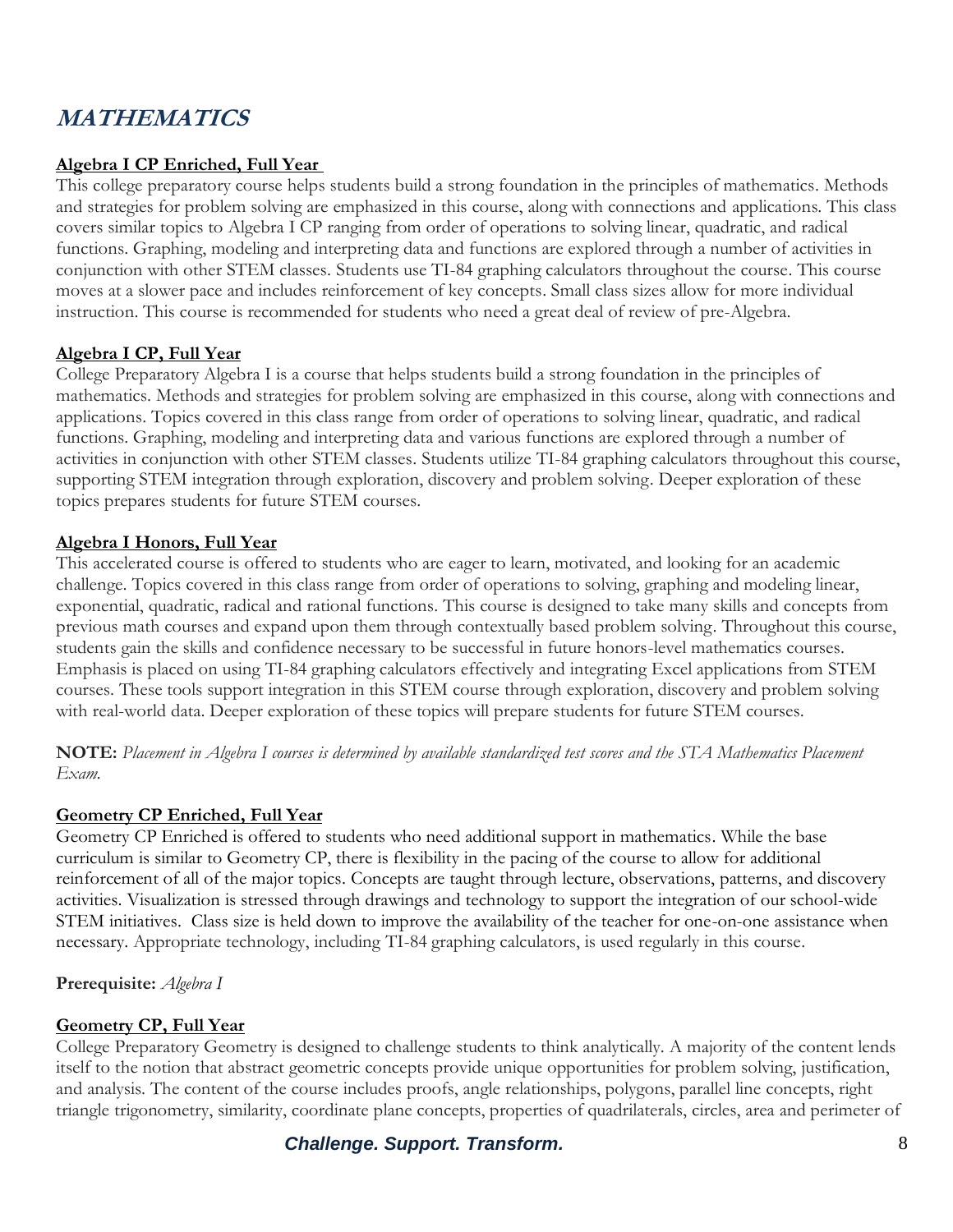# MATHEMATICS

**Algebra I CP Enriched, Full Year**

This college preparatory course helps students build a strong foundation in the principles of mathematics. Methods and strategies for problem solving are emphasized in this course, along with connections and applications. This class covers similar topics to Algebra I CP ranging from order of operations to solving linear, quadratic, and radical functions. Graphing, modeling and interpreting data and functions are explored through a number of activities in conjunction with other STEM classes. Students use TI-84 graphing calculators throughout the course. This course moves at a slower pace and includes reinforcement of key concepts. Small class sizes allow for more individual instruction. This course is recommended for students who need a great deal of review of pre-Algebra.

**Algebra I CP, Full Year**

College Preparatory Algebra I is a course that helps students build a strong foundation in the principles of mathematics. Methods and strategies for problem solving are emphasized in this course, along with connections and applications. Topics covered in this class range from order of operations to solving linear, quadratic, and radical functions. Graphing, modeling and interpreting data and various functions are explored through a number of activities in conjunction with other STEM classes. Students utilize TI-84 graphing calculators throughout this course, supporting STEM integration through exploration, discovery and problem solving. Deeper exploration of these topics prepares students for future STEM courses.

**Algebra I Honors, Full Year**

This accelerated course is offered to students who are eager to learn, motivated, and looking for an academic challenge. Topics covered in this class range from order of operations to solving, graphing and modeling linear, exponential, quadratic, radical and rational functions. This course is designed to take many skills and concepts from previous math courses and expand upon them through contextually based problem solving. Throughout this course, students gain the skills and confidence necessary to be successful in future honors-level mathematics courses. Emphasis is placed on using TI-84 graphing calculators effectively and integrating Excel applications from STEM courses. These tools support integration in this STEM course through exploration, discovery and problem solving with real-world data. Deeper exploration of these topics will prepare students for future STEM courses.

**NOTE:** *Placement in Algebra I courses is determined by available standardized test scores and the STA Mathematics Placement Exam.*

**Geometry CP Enriched, Full Year**

Geometry CP Enriched is offered to students who need additional support in mathematics. While the base curriculum is similar to Geometry CP, there is flexibility in the pacing of the course to allow for additional reinforcement of all of the major topics. Concepts are taught through lecture, observations, patterns, and discovery activities. Visualization is stressed through drawings and technology to support the integration of our school-wide STEM initiatives. Class size is held down to improve the availability of the teacher for one-on-one assistance when necessary. Appropriate technology, including TI-84 graphing calculators, is used regularly in this course.

**Prerequisite:** *Algebra I*

**Geometry CP, Full Year**

College Preparatory Geometry is designed to challenge students to think analytically. A majority of the content lends itself to the notion that abstract geometric concepts provide unique opportunities for problem solving, justification, and analysis. The content of the course includes proofs, angle relationships, polygons, parallel line concepts, right triangle trigonometry, similarity, coordinate plane concepts, properties of quadrilaterals, circles, area and perimeter of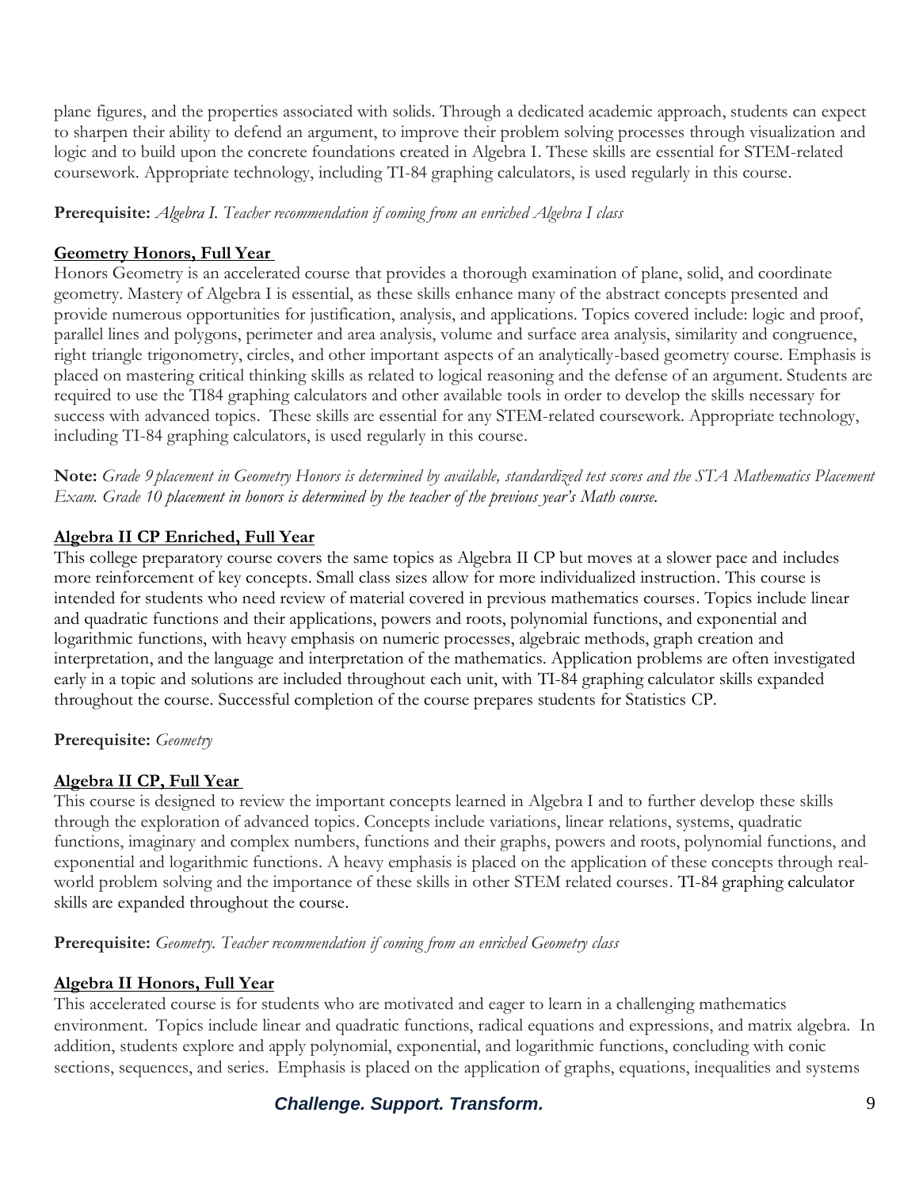plane figures, and the properties associated with solids. Through a dedicated academic approach, students can expect to sharpen their ability to defend an argument, to improve their problem solving processes through visualization and logic and to build upon the concrete foundations created in Algebra I. These skills are essential for STEM-related coursework. Appropriate technology, including TI-84 graphing calculators, is used regularly in this course.

**Prerequisite:** *Algebra I. Teacher recommendation if coming from an enriched Algebra I class*

**Geometry Honors, Full Year**

Honors Geometry is an accelerated course that provides a thorough examination of plane, solid, and coordinate geometry. Mastery of Algebra I is essential, as these skills enhance many of the abstract concepts presented and provide numerous opportunities for justification, analysis, and applications. Topics covered include: logic and proof, parallel lines and polygons, perimeter and area analysis, volume and surface area analysis, similarity and congruence, right triangle trigonometry, circles, and other important aspects of an analytically-based geometry course. Emphasis is placed on mastering critical thinking skills as related to logical reasoning and the defense of an argument. Students are required to use the TI84 graphing calculators and other available tools in order to develop the skills necessary for success with advanced topics. These skills are essential for any STEM-related coursework. Appropriate technology, including TI-84 graphing calculators, is used regularly in this course.

**Note:** *Grade 9 placement in Geometry Honors is determined by available, standardized test scores and the STA Mathematics Placement Exam. Grade 10 placement in honors is determined by the teacher of the previous year's Math course.*

**Algebra II CP Enriched, Full Year**

This college preparatory course covers the same topics as Algebra II CP but moves at a slower pace and includes more reinforcement of key concepts. Small class sizes allow for more individualized instruction. This course is intended for students who need review of material covered in previous mathematics courses. Topics include linear and quadratic functions and their applications, powers and roots, polynomial functions, and exponential and logarithmic functions, with heavy emphasis on numeric processes, algebraic methods, graph creation and interpretation, and the language and interpretation of the mathematics. Application problems are often investigated early in a topic and solutions are included throughout each unit, with TI-84 graphing calculator skills expanded throughout the course. Successful completion of the course prepares students for Statistics CP.

**Prerequisite:** *Geometry*

**Algebra II CP, Full Year**

This course is designed to review the important concepts learned in Algebra I and to further develop these skills through the exploration of advanced topics. Concepts include variations, linear relations, systems, quadratic functions, imaginary and complex numbers, functions and their graphs, powers and roots, polynomial functions, and exponential and logarithmic functions. A heavy emphasis is placed on the application of these concepts through real-world problem solving and the importance of these skills in other STEM related courses. TI-84 graphing calculator skills are expanded throughout the course.

**Prerequisite:** *Geometry. Teacher recommendation if coming from an enriched Geometry class*

**Algebra II Honors, Full Year**

This accelerated course is for students who are motivated and eager to learn in a challenging mathematics environment. Topics include linear and quadratic functions, radical equations and expressions, and matrix algebra. In addition, students explore and apply polynomial, exponential, and logarithmic functions, concluding with conic sections, sequences, and series. Emphasis is placed on the application of graphs, equations, inequalities and systems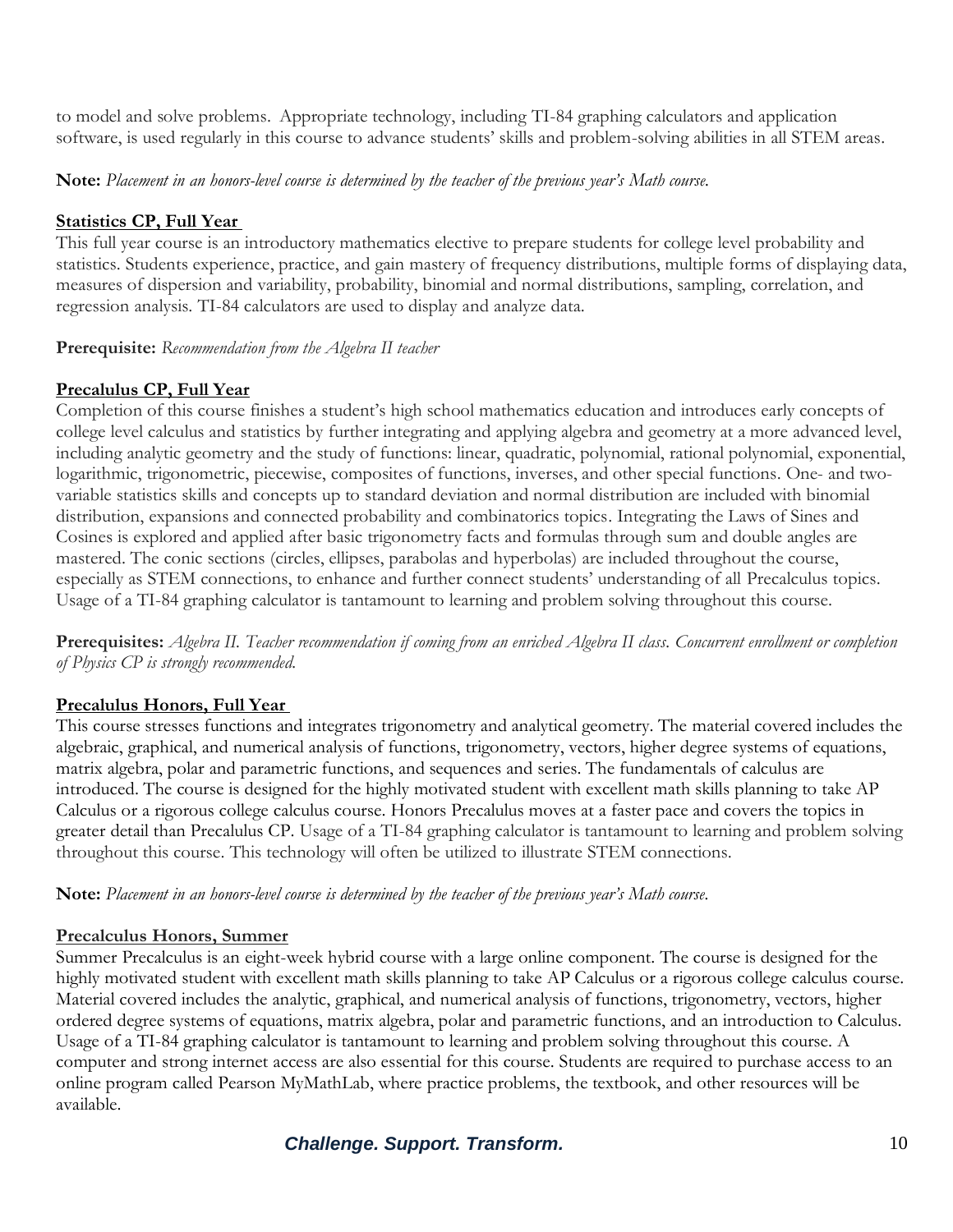to model and solve problems. Appropriate technology, including TI-84 graphing calculators and application software, is used regularly in this course to advance students' skills and problem-solving abilities in all STEM areas.

**Note:** *Placement in an honors-level course is determined by the teacher of the previous year's Math course.*

### Statistics CP, Full Year

This full year course is an introductory mathematics elective to prepare students for college level probability and statistics. Students experience, practice, and gain mastery of frequency distributions, multiple forms of displaying data, measures of dispersion and variability, probability, binomial and normal distributions, sampling, correlation, and regression analysis. TI-84 calculators are used to display and analyze data.

**Prerequisite:** *Recommendation from the Algebra II teacher*

### Precalulus CP, Full Year

Completion of this course finishes a student's high school mathematics education and introduces early concepts of college level calculus and statistics by further integrating and applying algebra and geometry at a more advanced level, including analytic geometry and the study of functions: linear, quadratic, polynomial, rational polynomial, exponential, logarithmic, trigonometric, piecewise, composites of functions, inverses, and other special functions. One- and two-variable statistics skills and concepts up to standard deviation and normal distribution are included with binomial distribution, expansions and connected probability and combinatorics topics. Integrating the Laws of Sines and Cosines is explored and applied after basic trigonometry facts and formulas through sum and double angles are mastered. The conic sections (circles, ellipses, parabolas and hyperbolas) are included throughout the course, especially as STEM connections, to enhance and further connect students' understanding of all Precalculus topics. Usage of a TI-84 graphing calculator is tantamount to learning and problem solving throughout this course.

**Prerequisites:** *Algebra II. Teacher recommendation if coming from an enriched Algebra II class. Concurrent enrollment or completion of Physics CP is strongly recommended.*

### Precalulus Honors, Full Year

This course stresses functions and integrates trigonometry and analytical geometry. The material covered includes the algebraic, graphical, and numerical analysis of functions, trigonometry, vectors, higher degree systems of equations, matrix algebra, polar and parametric functions, and sequences and series. The fundamentals of calculus are introduced. The course is designed for the highly motivated student with excellent math skills planning to take AP Calculus or a rigorous college calculus course. Honors Precalulus moves at a faster pace and covers the topics in greater detail than Precalulus CP. Usage of a TI-84 graphing calculator is tantamount to learning and problem solving throughout this course. This technology will often be utilized to illustrate STEM connections.

**Note:** *Placement in an honors-level course is determined by the teacher of the previous year's Math course.*

### Precalculus Honors, Summer

Summer Precalculus is an eight-week hybrid course with a large online component. The course is designed for the highly motivated student with excellent math skills planning to take AP Calculus or a rigorous college calculus course. Material covered includes the analytic, graphical, and numerical analysis of functions, trigonometry, vectors, higher ordered degree systems of equations, matrix algebra, polar and parametric functions, and an introduction to Calculus. Usage of a TI-84 graphing calculator is tantamount to learning and problem solving throughout this course. A computer and strong internet access are also essential for this course. Students are required to purchase access to an online program called Pearson MyMathLab, where practice problems, the textbook, and other resources will be available.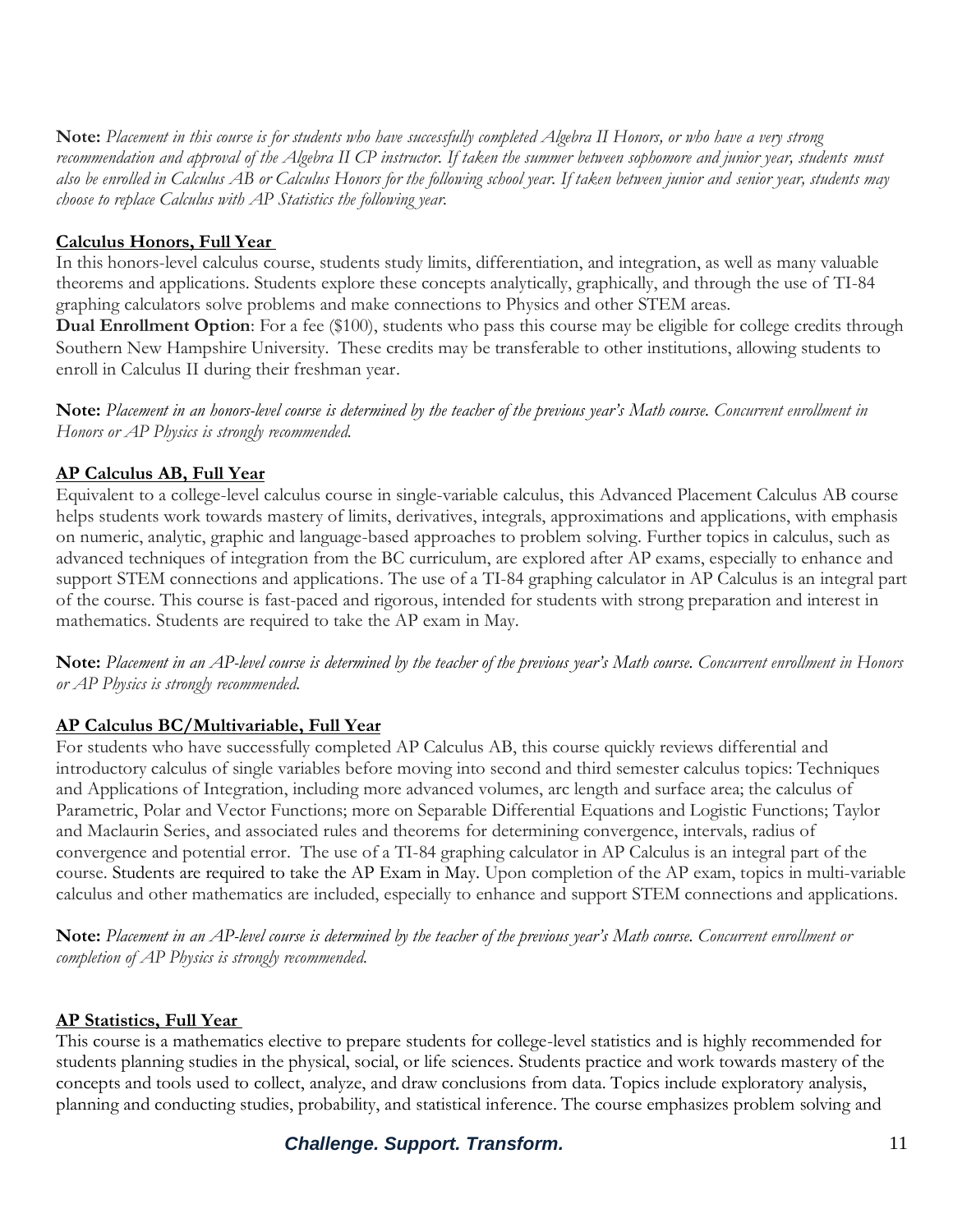**Note:** *Placement in this course is for students who have successfully completed Algebra II Honors, or who have a very strong recommendation and approval of the Algebra II CP instructor. If taken the summer between sophomore and junior year, students must also be enrolled in Calculus AB or Calculus Honors for the following school year. If taken between junior and senior year, students may choose to replace Calculus with AP Statistics the following year.*

### Calculus Honors, Full Year

In this honors-level calculus course, students study limits, differentiation, and integration, as well as many valuable theorems and applications. Students explore these concepts analytically, graphically, and through the use of TI-84 graphing calculators solve problems and make connections to Physics and other STEM areas.

**Dual Enrollment Option**: For a fee ($100), students who pass this course may be eligible for college credits through Southern New Hampshire University. These credits may be transferable to other institutions, allowing students to enroll in Calculus II during their freshman year.

**Note:** *Placement in an honors-level course is determined by the teacher of the previous year's Math course. Concurrent enrollment in Honors or AP Physics is strongly recommended.*

### AP Calculus AB, Full Year

Equivalent to a college-level calculus course in single-variable calculus, this Advanced Placement Calculus AB course helps students work towards mastery of limits, derivatives, integrals, approximations and applications, with emphasis on numeric, analytic, graphic and language-based approaches to problem solving. Further topics in calculus, such as advanced techniques of integration from the BC curriculum, are explored after AP exams, especially to enhance and support STEM connections and applications. The use of a TI-84 graphing calculator in AP Calculus is an integral part of the course. This course is fast-paced and rigorous, intended for students with strong preparation and interest in mathematics. Students are required to take the AP exam in May.

**Note:** *Placement in an AP-level course is determined by the teacher of the previous year's Math course. Concurrent enrollment in Honors or AP Physics is strongly recommended.*

### AP Calculus BC/Multivariable, Full Year

For students who have successfully completed AP Calculus AB, this course quickly reviews differential and introductory calculus of single variables before moving into second and third semester calculus topics: Techniques and Applications of Integration, including more advanced volumes, arc length and surface area; the calculus of Parametric, Polar and Vector Functions; more on Separable Differential Equations and Logistic Functions; Taylor and Maclaurin Series, and associated rules and theorems for determining convergence, intervals, radius of convergence and potential error. The use of a TI-84 graphing calculator in AP Calculus is an integral part of the course. Students are required to take the AP Exam in May. Upon completion of the AP exam, topics in multi-variable calculus and other mathematics are included, especially to enhance and support STEM connections and applications.

**Note:** *Placement in an AP-level course is determined by the teacher of the previous year's Math course. Concurrent enrollment or completion of AP Physics is strongly recommended.*

### AP Statistics, Full Year

This course is a mathematics elective to prepare students for college-level statistics and is highly recommended for students planning studies in the physical, social, or life sciences. Students practice and work towards mastery of the concepts and tools used to collect, analyze, and draw conclusions from data. Topics include exploratory analysis, planning and conducting studies, probability, and statistical inference. The course emphasizes problem solving and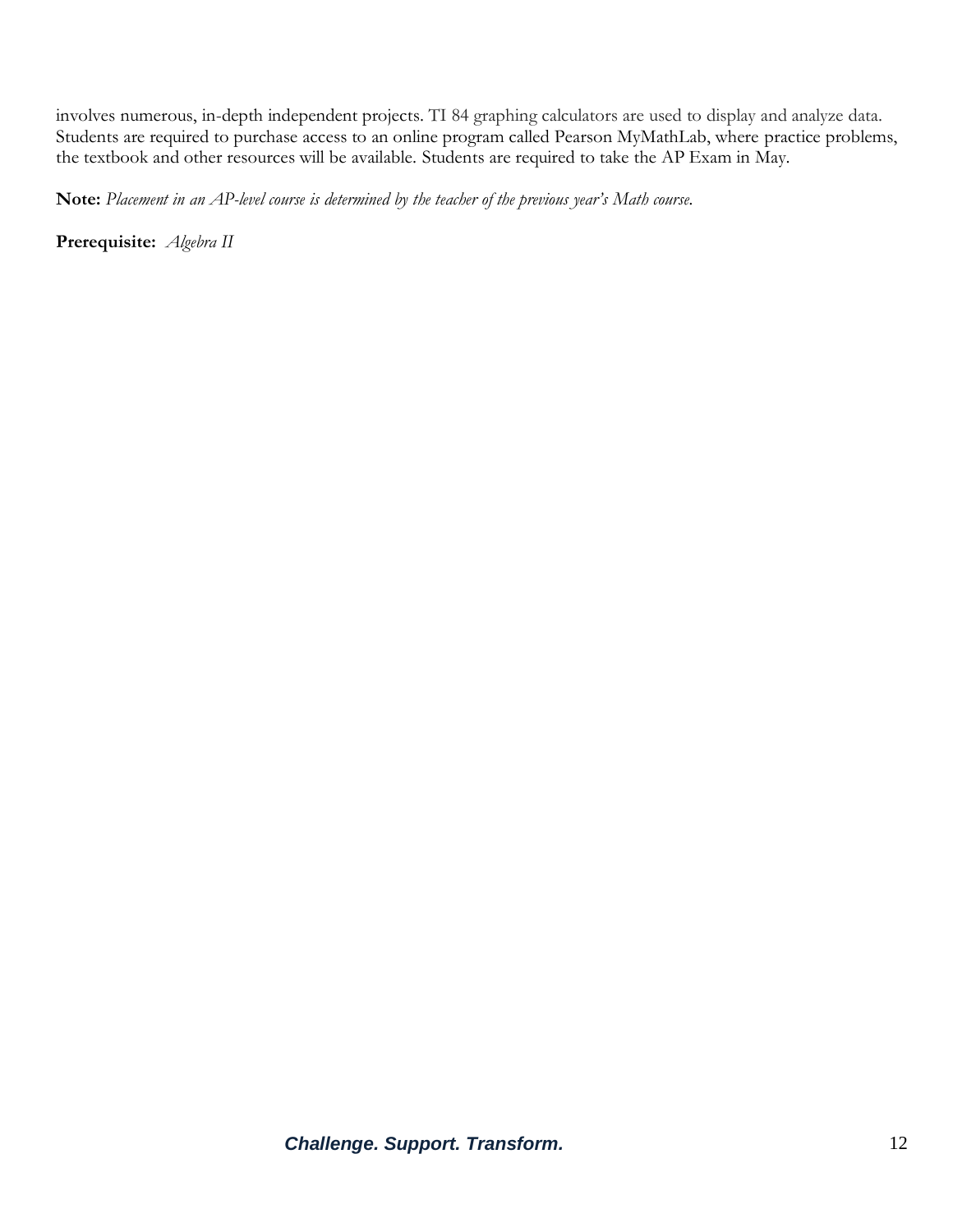involves numerous, in-depth independent projects. TI 84 graphing calculators are used to display and analyze data. Students are required to purchase access to an online program called Pearson MyMathLab, where practice problems, the textbook and other resources will be available. Students are required to take the AP Exam in May.

**Note:** *Placement in an AP-level course is determined by the teacher of the previous year's Math course.*

**Prerequisite:** *Algebra II*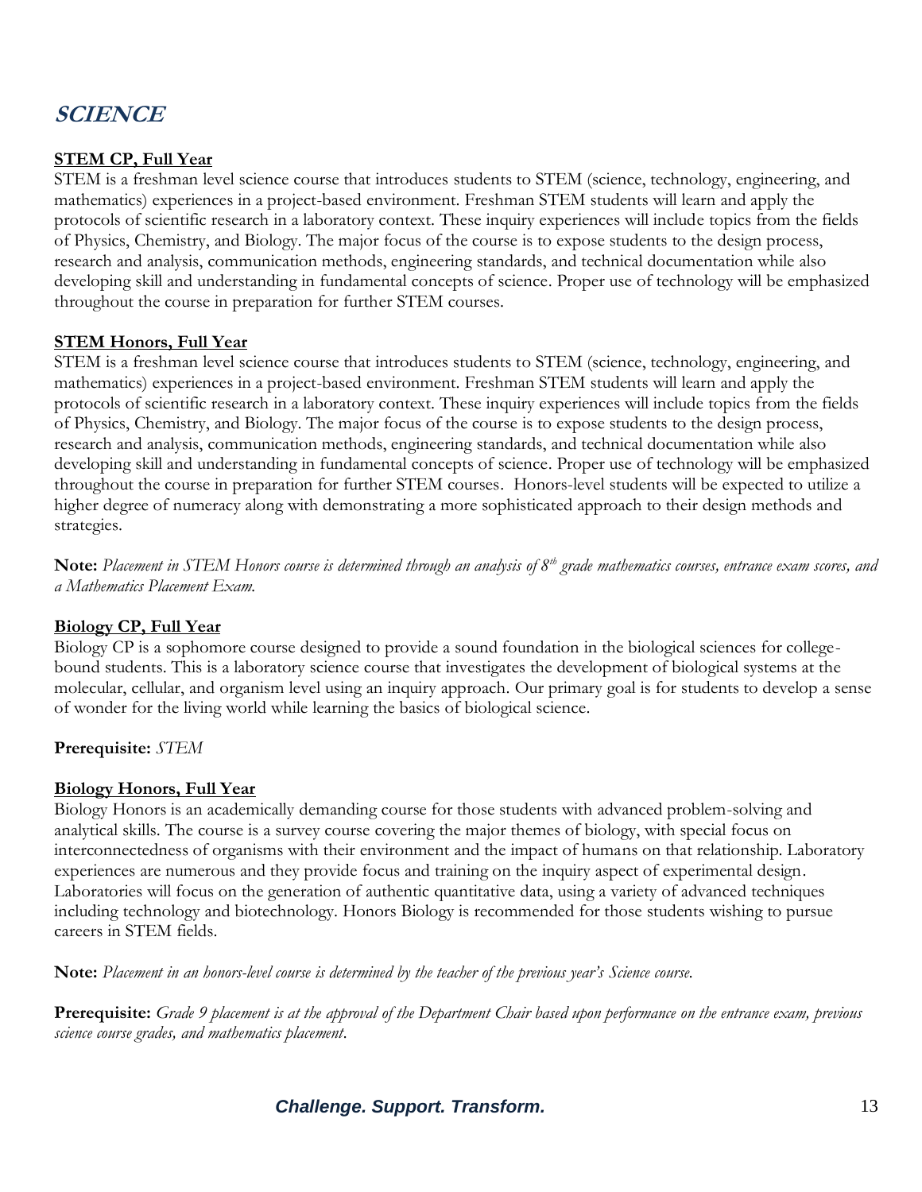# SCIENCE

**STEM CP, Full Year**

STEM is a freshman level science course that introduces students to STEM (science, technology, engineering, and mathematics) experiences in a project-based environment. Freshman STEM students will learn and apply the protocols of scientific research in a laboratory context. These inquiry experiences will include topics from the fields of Physics, Chemistry, and Biology. The major focus of the course is to expose students to the design process, research and analysis, communication methods, engineering standards, and technical documentation while also developing skill and understanding in fundamental concepts of science. Proper use of technology will be emphasized throughout the course in preparation for further STEM courses.

**STEM Honors, Full Year**

STEM is a freshman level science course that introduces students to STEM (science, technology, engineering, and mathematics) experiences in a project-based environment. Freshman STEM students will learn and apply the protocols of scientific research in a laboratory context. These inquiry experiences will include topics from the fields of Physics, Chemistry, and Biology. The major focus of the course is to expose students to the design process, research and analysis, communication methods, engineering standards, and technical documentation while also developing skill and understanding in fundamental concepts of science. Proper use of technology will be emphasized throughout the course in preparation for further STEM courses. Honors-level students will be expected to utilize a higher degree of numeracy along with demonstrating a more sophisticated approach to their design methods and strategies.

**Note:** *Placement in STEM Honors course is determined through an analysis of 8th grade mathematics courses, entrance exam scores, and a Mathematics Placement Exam.*

**Biology CP, Full Year**

Biology CP is a sophomore course designed to provide a sound foundation in the biological sciences for college-bound students. This is a laboratory science course that investigates the development of biological systems at the molecular, cellular, and organism level using an inquiry approach. Our primary goal is for students to develop a sense of wonder for the living world while learning the basics of biological science.

**Prerequisite:** *STEM*

**Biology Honors, Full Year**

Biology Honors is an academically demanding course for those students with advanced problem-solving and analytical skills. The course is a survey course covering the major themes of biology, with special focus on interconnectedness of organisms with their environment and the impact of humans on that relationship. Laboratory experiences are numerous and they provide focus and training on the inquiry aspect of experimental design. Laboratories will focus on the generation of authentic quantitative data, using a variety of advanced techniques including technology and biotechnology. Honors Biology is recommended for those students wishing to pursue careers in STEM fields.

**Note:** *Placement in an honors-level course is determined by the teacher of the previous year's Science course.*

**Prerequisite:** *Grade 9 placement is at the approval of the Department Chair based upon performance on the entrance exam, previous science course grades, and mathematics placement.*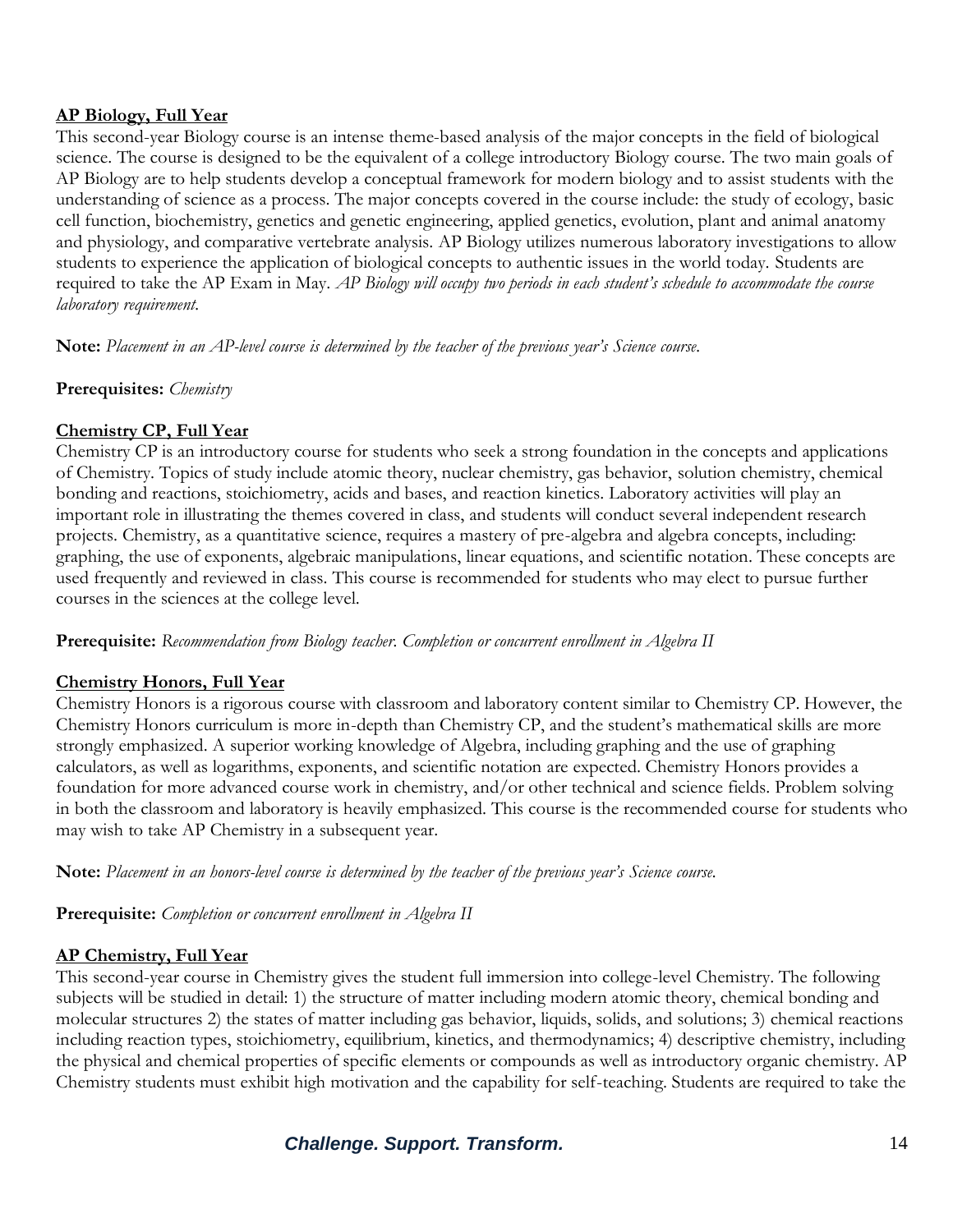**AP Biology, Full Year**

This second-year Biology course is an intense theme-based analysis of the major concepts in the field of biological science. The course is designed to be the equivalent of a college introductory Biology course. The two main goals of AP Biology are to help students develop a conceptual framework for modern biology and to assist students with the understanding of science as a process. The major concepts covered in the course include: the study of ecology, basic cell function, biochemistry, genetics and genetic engineering, applied genetics, evolution, plant and animal anatomy and physiology, and comparative vertebrate analysis. AP Biology utilizes numerous laboratory investigations to allow students to experience the application of biological concepts to authentic issues in the world today. Students are required to take the AP Exam in May. *AP Biology will occupy two periods in each student's schedule to accommodate the course laboratory requirement.*

**Note:** *Placement in an AP-level course is determined by the teacher of the previous year's Science course.*

**Prerequisites:** *Chemistry*

**Chemistry CP, Full Year**

Chemistry CP is an introductory course for students who seek a strong foundation in the concepts and applications of Chemistry. Topics of study include atomic theory, nuclear chemistry, gas behavior, solution chemistry, chemical bonding and reactions, stoichiometry, acids and bases, and reaction kinetics. Laboratory activities will play an important role in illustrating the themes covered in class, and students will conduct several independent research projects. Chemistry, as a quantitative science, requires a mastery of pre-algebra and algebra concepts, including: graphing, the use of exponents, algebraic manipulations, linear equations, and scientific notation. These concepts are used frequently and reviewed in class. This course is recommended for students who may elect to pursue further courses in the sciences at the college level.

**Prerequisite:** *Recommendation from Biology teacher. Completion or concurrent enrollment in Algebra II*

**Chemistry Honors, Full Year**

Chemistry Honors is a rigorous course with classroom and laboratory content similar to Chemistry CP. However, the Chemistry Honors curriculum is more in-depth than Chemistry CP, and the student's mathematical skills are more strongly emphasized. A superior working knowledge of Algebra, including graphing and the use of graphing calculators, as well as logarithms, exponents, and scientific notation are expected. Chemistry Honors provides a foundation for more advanced course work in chemistry, and/or other technical and science fields. Problem solving in both the classroom and laboratory is heavily emphasized. This course is the recommended course for students who may wish to take AP Chemistry in a subsequent year.

**Note:** *Placement in an honors-level course is determined by the teacher of the previous year's Science course.*

**Prerequisite:** *Completion or concurrent enrollment in Algebra II*

**AP Chemistry, Full Year**

This second-year course in Chemistry gives the student full immersion into college-level Chemistry. The following subjects will be studied in detail: 1) the structure of matter including modern atomic theory, chemical bonding and molecular structures 2) the states of matter including gas behavior, liquids, solids, and solutions; 3) chemical reactions including reaction types, stoichiometry, equilibrium, kinetics, and thermodynamics; 4) descriptive chemistry, including the physical and chemical properties of specific elements or compounds as well as introductory organic chemistry. AP Chemistry students must exhibit high motivation and the capability for self-teaching. Students are required to take the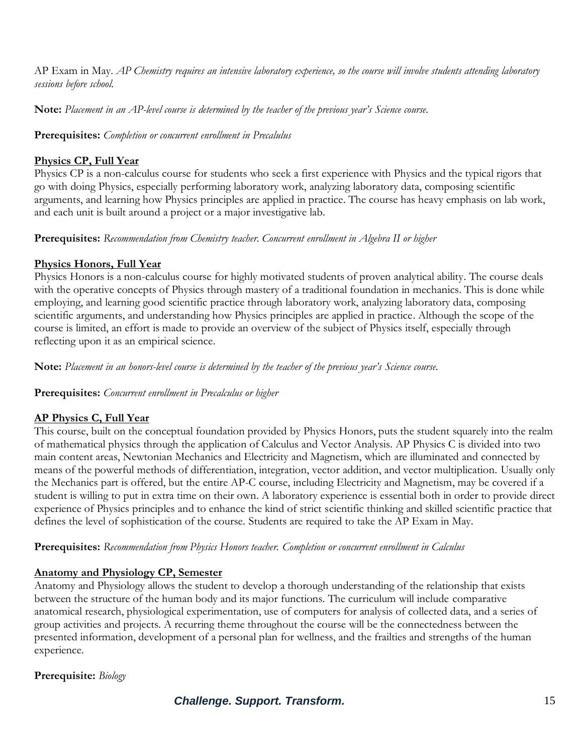AP Exam in May. *AP Chemistry requires an intensive laboratory experience, so the course will involve students attending laboratory sessions before school.*

**Note:** *Placement in an AP-level course is determined by the teacher of the previous year's Science course.*

**Prerequisites:** *Completion or concurrent enrollment in Precalulus*

**Physics CP, Full Year**

Physics CP is a non-calculus course for students who seek a first experience with Physics and the typical rigors that go with doing Physics, especially performing laboratory work, analyzing laboratory data, composing scientific arguments, and learning how Physics principles are applied in practice. The course has heavy emphasis on lab work, and each unit is built around a project or a major investigative lab.

**Prerequisites:** *Recommendation from Chemistry teacher. Concurrent enrollment in Algebra II or higher*

**Physics Honors, Full Year**

Physics Honors is a non-calculus course for highly motivated students of proven analytical ability. The course deals with the operative concepts of Physics through mastery of a traditional foundation in mechanics. This is done while employing, and learning good scientific practice through laboratory work, analyzing laboratory data, composing scientific arguments, and understanding how Physics principles are applied in practice. Although the scope of the course is limited, an effort is made to provide an overview of the subject of Physics itself, especially through reflecting upon it as an empirical science.

**Note:** *Placement in an honors-level course is determined by the teacher of the previous year's Science course.*

**Prerequisites:** *Concurrent enrollment in Precalculus or higher*

**AP Physics C, Full Year**

This course, built on the conceptual foundation provided by Physics Honors, puts the student squarely into the realm of mathematical physics through the application of Calculus and Vector Analysis. AP Physics C is divided into two main content areas, Newtonian Mechanics and Electricity and Magnetism, which are illuminated and connected by means of the powerful methods of differentiation, integration, vector addition, and vector multiplication. Usually only the Mechanics part is offered, but the entire AP-C course, including Electricity and Magnetism, may be covered if a student is willing to put in extra time on their own. A laboratory experience is essential both in order to provide direct experience of Physics principles and to enhance the kind of strict scientific thinking and skilled scientific practice that defines the level of sophistication of the course. Students are required to take the AP Exam in May.

**Prerequisites:** *Recommendation from Physics Honors teacher. Completion or concurrent enrollment in Calculus*

**Anatomy and Physiology CP, Semester**

Anatomy and Physiology allows the student to develop a thorough understanding of the relationship that exists between the structure of the human body and its major functions. The curriculum will include comparative anatomical research, physiological experimentation, use of computers for analysis of collected data, and a series of group activities and projects. A recurring theme throughout the course will be the connectedness between the presented information, development of a personal plan for wellness, and the frailties and strengths of the human experience.

**Prerequisite:** *Biology*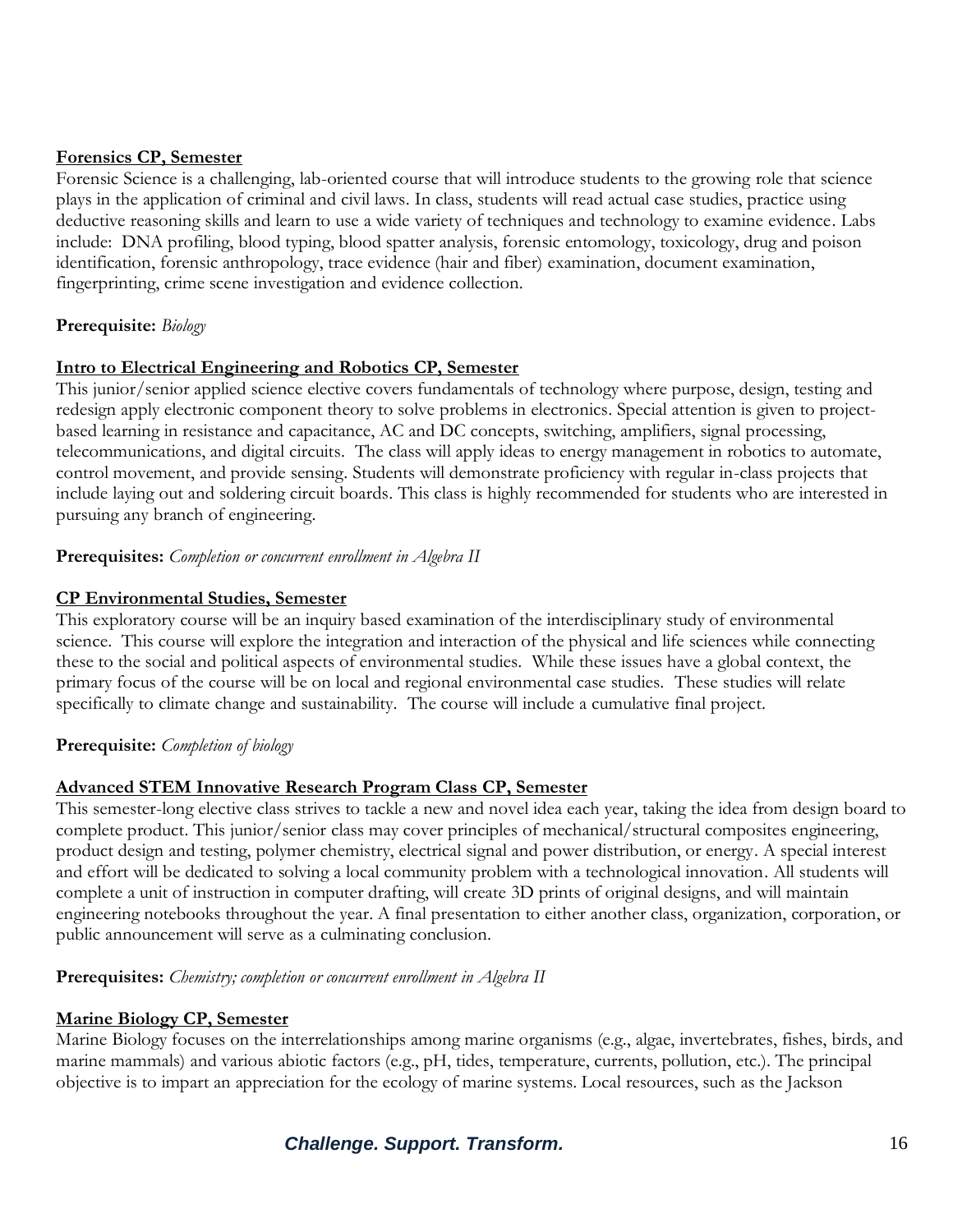**<u>Forensics CP, Semester</u>**

Forensic Science is a challenging, lab-oriented course that will introduce students to the growing role that science plays in the application of criminal and civil laws. In class, students will read actual case studies, practice using deductive reasoning skills and learn to use a wide variety of techniques and technology to examine evidence. Labs include: DNA profiling, blood typing, blood spatter analysis, forensic entomology, toxicology, drug and poison identification, forensic anthropology, trace evidence (hair and fiber) examination, document examination, fingerprinting, crime scene investigation and evidence collection.

**Prerequisite:** *Biology*

**<u>Intro to Electrical Engineering and Robotics CP, Semester</u>**

This junior/senior applied science elective covers fundamentals of technology where purpose, design, testing and redesign apply electronic component theory to solve problems in electronics. Special attention is given to project-based learning in resistance and capacitance, AC and DC concepts, switching, amplifiers, signal processing, telecommunications, and digital circuits. The class will apply ideas to energy management in robotics to automate, control movement, and provide sensing. Students will demonstrate proficiency with regular in-class projects that include laying out and soldering circuit boards. This class is highly recommended for students who are interested in pursuing any branch of engineering.

**Prerequisites:** *Completion or concurrent enrollment in Algebra II*

**<u>CP Environmental Studies, Semester</u>**

This exploratory course will be an inquiry based examination of the interdisciplinary study of environmental science. This course will explore the integration and interaction of the physical and life sciences while connecting these to the social and political aspects of environmental studies. While these issues have a global context, the primary focus of the course will be on local and regional environmental case studies. These studies will relate specifically to climate change and sustainability. The course will include a cumulative final project.

**Prerequisite:** *Completion of biology*

**<u>Advanced STEM Innovative Research Program Class CP, Semester</u>**

This semester-long elective class strives to tackle a new and novel idea each year, taking the idea from design board to complete product. This junior/senior class may cover principles of mechanical/structural composites engineering, product design and testing, polymer chemistry, electrical signal and power distribution, or energy. A special interest and effort will be dedicated to solving a local community problem with a technological innovation. All students will complete a unit of instruction in computer drafting, will create 3D prints of original designs, and will maintain engineering notebooks throughout the year. A final presentation to either another class, organization, corporation, or public announcement will serve as a culminating conclusion.

**Prerequisites:** *Chemistry; completion or concurrent enrollment in Algebra II*

**<u>Marine Biology CP, Semester</u>**

Marine Biology focuses on the interrelationships among marine organisms (e.g., algae, invertebrates, fishes, birds, and marine mammals) and various abiotic factors (e.g., pH, tides, temperature, currents, pollution, etc.). The principal objective is to impart an appreciation for the ecology of marine systems. Local resources, such as the Jackson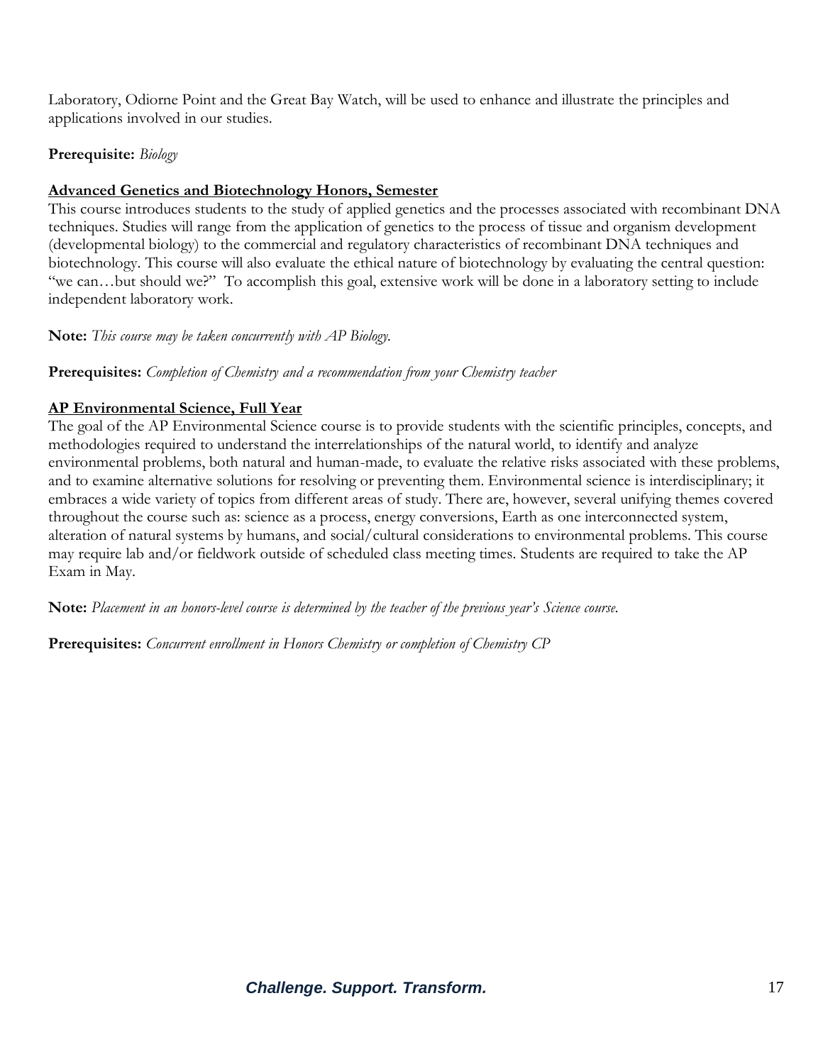Laboratory, Odiorne Point and the Great Bay Watch, will be used to enhance and illustrate the principles and applications involved in our studies.

**Prerequisite:** *Biology*

**<u>Advanced Genetics and Biotechnology Honors, Semester</u>**

This course introduces students to the study of applied genetics and the processes associated with recombinant DNA techniques. Studies will range from the application of genetics to the process of tissue and organism development (developmental biology) to the commercial and regulatory characteristics of recombinant DNA techniques and biotechnology. This course will also evaluate the ethical nature of biotechnology by evaluating the central question: "we can…but should we?" To accomplish this goal, extensive work will be done in a laboratory setting to include independent laboratory work.

**Note:** *This course may be taken concurrently with AP Biology.*

**Prerequisites:** *Completion of Chemistry and a recommendation from your Chemistry teacher*

**<u>AP Environmental Science, Full Year</u>**

The goal of the AP Environmental Science course is to provide students with the scientific principles, concepts, and methodologies required to understand the interrelationships of the natural world, to identify and analyze environmental problems, both natural and human-made, to evaluate the relative risks associated with these problems, and to examine alternative solutions for resolving or preventing them. Environmental science is interdisciplinary; it embraces a wide variety of topics from different areas of study. There are, however, several unifying themes covered throughout the course such as: science as a process, energy conversions, Earth as one interconnected system, alteration of natural systems by humans, and social/cultural considerations to environmental problems. This course may require lab and/or fieldwork outside of scheduled class meeting times. Students are required to take the AP Exam in May.

**Note:** *Placement in an honors-level course is determined by the teacher of the previous year's Science course.*

**Prerequisites:** *Concurrent enrollment in Honors Chemistry or completion of Chemistry CP*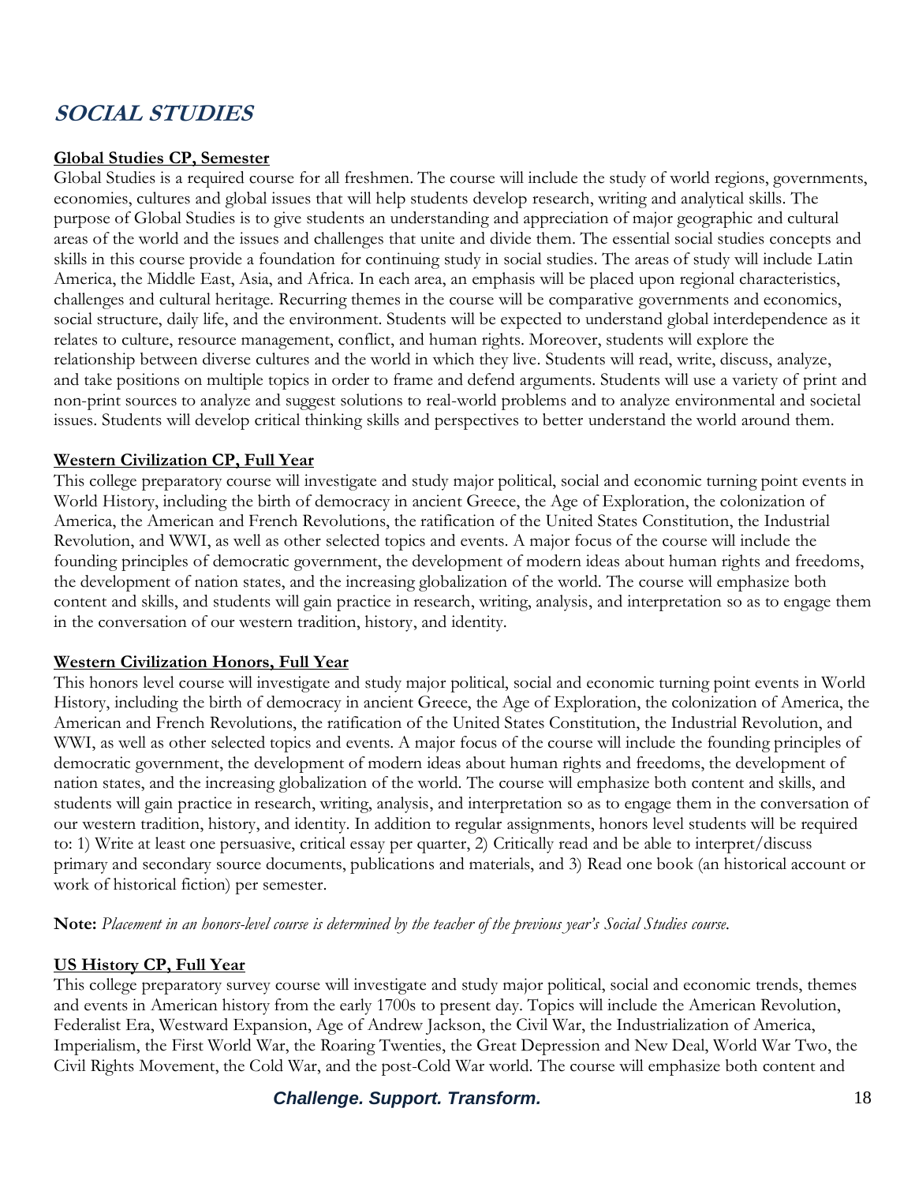# SOCIAL STUDIES

**Global Studies CP, Semester**

Global Studies is a required course for all freshmen. The course will include the study of world regions, governments, economies, cultures and global issues that will help students develop research, writing and analytical skills. The purpose of Global Studies is to give students an understanding and appreciation of major geographic and cultural areas of the world and the issues and challenges that unite and divide them. The essential social studies concepts and skills in this course provide a foundation for continuing study in social studies. The areas of study will include Latin America, the Middle East, Asia, and Africa. In each area, an emphasis will be placed upon regional characteristics, challenges and cultural heritage. Recurring themes in the course will be comparative governments and economics, social structure, daily life, and the environment. Students will be expected to understand global interdependence as it relates to culture, resource management, conflict, and human rights. Moreover, students will explore the relationship between diverse cultures and the world in which they live. Students will read, write, discuss, analyze, and take positions on multiple topics in order to frame and defend arguments. Students will use a variety of print and non-print sources to analyze and suggest solutions to real-world problems and to analyze environmental and societal issues. Students will develop critical thinking skills and perspectives to better understand the world around them.

**Western Civilization CP, Full Year**

This college preparatory course will investigate and study major political, social and economic turning point events in World History, including the birth of democracy in ancient Greece, the Age of Exploration, the colonization of America, the American and French Revolutions, the ratification of the United States Constitution, the Industrial Revolution, and WWI, as well as other selected topics and events. A major focus of the course will include the founding principles of democratic government, the development of modern ideas about human rights and freedoms, the development of nation states, and the increasing globalization of the world. The course will emphasize both content and skills, and students will gain practice in research, writing, analysis, and interpretation so as to engage them in the conversation of our western tradition, history, and identity.

**Western Civilization Honors, Full Year**

This honors level course will investigate and study major political, social and economic turning point events in World History, including the birth of democracy in ancient Greece, the Age of Exploration, the colonization of America, the American and French Revolutions, the ratification of the United States Constitution, the Industrial Revolution, and WWI, as well as other selected topics and events. A major focus of the course will include the founding principles of democratic government, the development of modern ideas about human rights and freedoms, the development of nation states, and the increasing globalization of the world. The course will emphasize both content and skills, and students will gain practice in research, writing, analysis, and interpretation so as to engage them in the conversation of our western tradition, history, and identity. In addition to regular assignments, honors level students will be required to: 1) Write at least one persuasive, critical essay per quarter, 2) Critically read and be able to interpret/discuss primary and secondary source documents, publications and materials, and 3) Read one book (an historical account or work of historical fiction) per semester.

**Note:** *Placement in an honors-level course is determined by the teacher of the previous year's Social Studies course.*

**US History CP, Full Year**

This college preparatory survey course will investigate and study major political, social and economic trends, themes and events in American history from the early 1700s to present day. Topics will include the American Revolution, Federalist Era, Westward Expansion, Age of Andrew Jackson, the Civil War, the Industrialization of America, Imperialism, the First World War, the Roaring Twenties, the Great Depression and New Deal, World War Two, the Civil Rights Movement, the Cold War, and the post-Cold War world. The course will emphasize both content and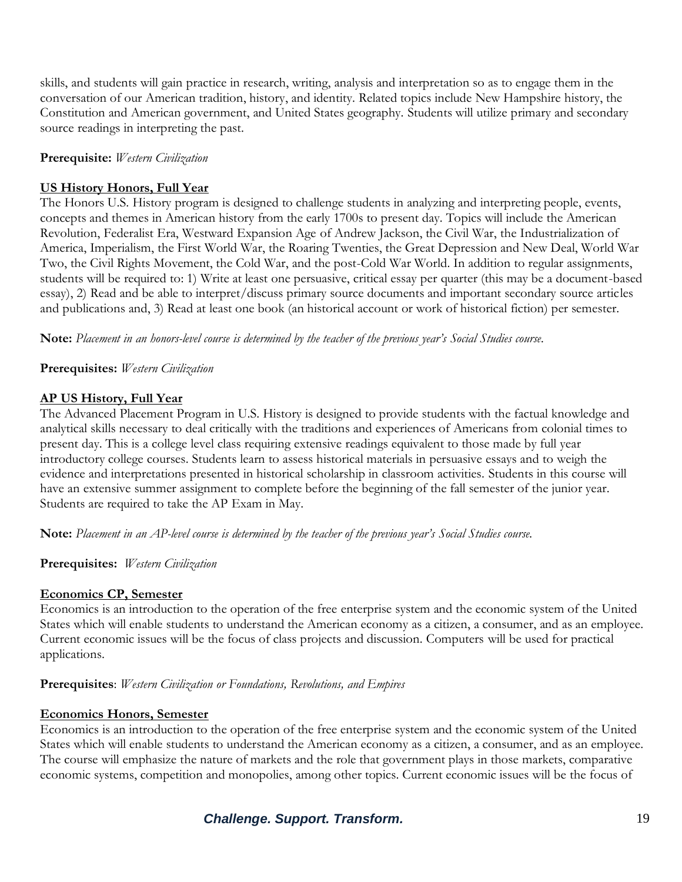skills, and students will gain practice in research, writing, analysis and interpretation so as to engage them in the conversation of our American tradition, history, and identity. Related topics include New Hampshire history, the Constitution and American government, and United States geography. Students will utilize primary and secondary source readings in interpreting the past.

**Prerequisite:** *Western Civilization*

**US History Honors, Full Year**

The Honors U.S. History program is designed to challenge students in analyzing and interpreting people, events, concepts and themes in American history from the early 1700s to present day. Topics will include the American Revolution, Federalist Era, Westward Expansion Age of Andrew Jackson, the Civil War, the Industrialization of America, Imperialism, the First World War, the Roaring Twenties, the Great Depression and New Deal, World War Two, the Civil Rights Movement, the Cold War, and the post-Cold War World. In addition to regular assignments, students will be required to: 1) Write at least one persuasive, critical essay per quarter (this may be a document-based essay), 2) Read and be able to interpret/discuss primary source documents and important secondary source articles and publications and, 3) Read at least one book (an historical account or work of historical fiction) per semester.

**Note:** *Placement in an honors-level course is determined by the teacher of the previous year's Social Studies course.*

**Prerequisites:** *Western Civilization*

**AP US History, Full Year**

The Advanced Placement Program in U.S. History is designed to provide students with the factual knowledge and analytical skills necessary to deal critically with the traditions and experiences of Americans from colonial times to present day. This is a college level class requiring extensive readings equivalent to those made by full year introductory college courses. Students learn to assess historical materials in persuasive essays and to weigh the evidence and interpretations presented in historical scholarship in classroom activities. Students in this course will have an extensive summer assignment to complete before the beginning of the fall semester of the junior year. Students are required to take the AP Exam in May.

**Note:** *Placement in an AP-level course is determined by the teacher of the previous year's Social Studies course.*

**Prerequisites:** *Western Civilization*

**Economics CP, Semester**

Economics is an introduction to the operation of the free enterprise system and the economic system of the United States which will enable students to understand the American economy as a citizen, a consumer, and as an employee. Current economic issues will be the focus of class projects and discussion. Computers will be used for practical applications.

**Prerequisites**: *Western Civilization or Foundations, Revolutions, and Empires*

**Economics Honors, Semester**

Economics is an introduction to the operation of the free enterprise system and the economic system of the United States which will enable students to understand the American economy as a citizen, a consumer, and as an employee. The course will emphasize the nature of markets and the role that government plays in those markets, comparative economic systems, competition and monopolies, among other topics. Current economic issues will be the focus of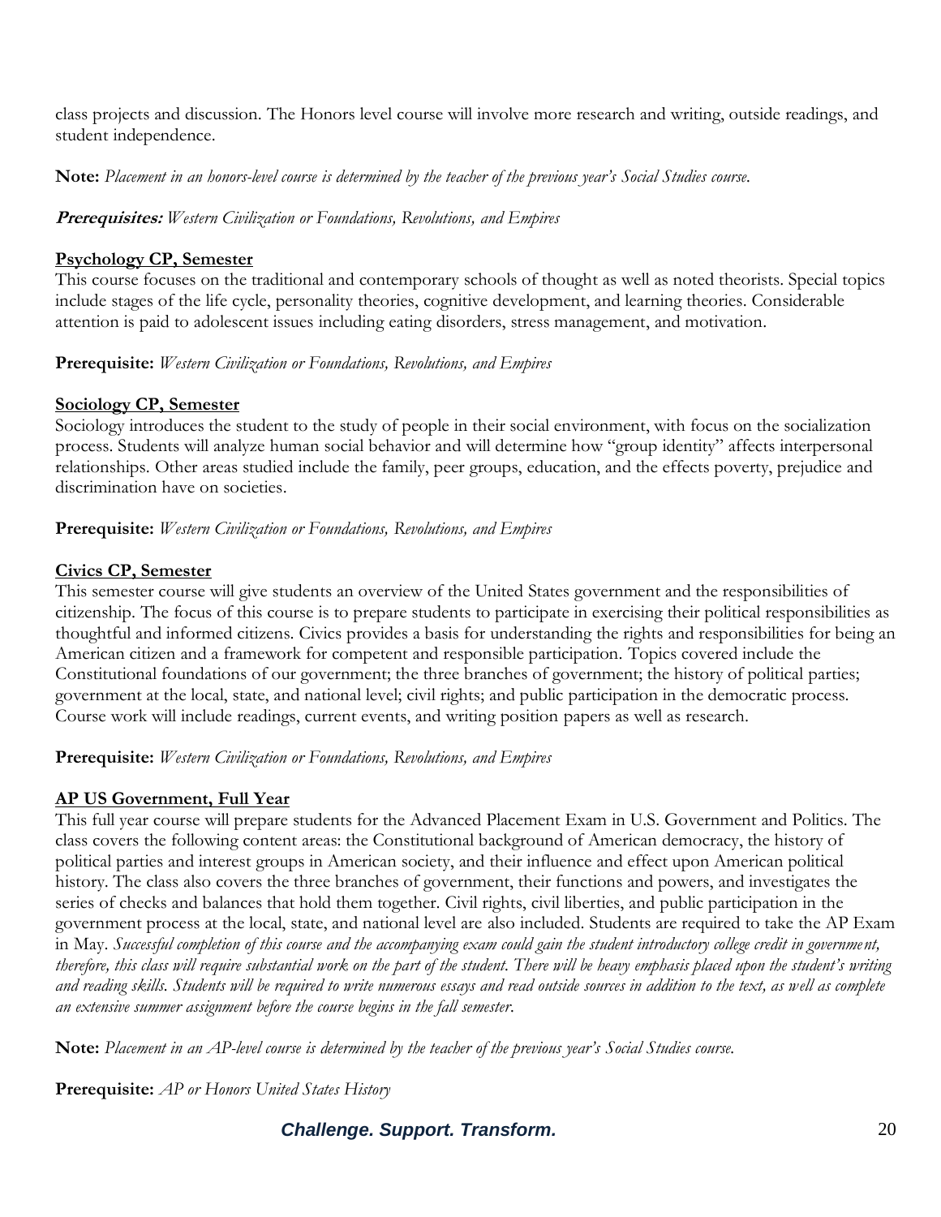class projects and discussion. The Honors level course will involve more research and writing, outside readings, and student independence.

**Note:** *Placement in an honors-level course is determined by the teacher of the previous year's Social Studies course.*

***Prerequisites:*** *Western Civilization or Foundations, Revolutions, and Empires*

### Psychology CP, Semester

This course focuses on the traditional and contemporary schools of thought as well as noted theorists. Special topics include stages of the life cycle, personality theories, cognitive development, and learning theories. Considerable attention is paid to adolescent issues including eating disorders, stress management, and motivation.

**Prerequisite:** *Western Civilization or Foundations, Revolutions, and Empires*

### Sociology CP, Semester

Sociology introduces the student to the study of people in their social environment, with focus on the socialization process. Students will analyze human social behavior and will determine how "group identity" affects interpersonal relationships. Other areas studied include the family, peer groups, education, and the effects poverty, prejudice and discrimination have on societies.

**Prerequisite:** *Western Civilization or Foundations, Revolutions, and Empires*

### Civics CP, Semester

This semester course will give students an overview of the United States government and the responsibilities of citizenship. The focus of this course is to prepare students to participate in exercising their political responsibilities as thoughtful and informed citizens. Civics provides a basis for understanding the rights and responsibilities for being an American citizen and a framework for competent and responsible participation. Topics covered include the Constitutional foundations of our government; the three branches of government; the history of political parties; government at the local, state, and national level; civil rights; and public participation in the democratic process. Course work will include readings, current events, and writing position papers as well as research.

**Prerequisite:** *Western Civilization or Foundations, Revolutions, and Empires*

### AP US Government, Full Year

This full year course will prepare students for the Advanced Placement Exam in U.S. Government and Politics. The class covers the following content areas: the Constitutional background of American democracy, the history of political parties and interest groups in American society, and their influence and effect upon American political history. The class also covers the three branches of government, their functions and powers, and investigates the series of checks and balances that hold them together. Civil rights, civil liberties, and public participation in the government process at the local, state, and national level are also included. Students are required to take the AP Exam in May. *Successful completion of this course and the accompanying exam could gain the student introductory college credit in government, therefore, this class will require substantial work on the part of the student. There will be heavy emphasis placed upon the student's writing and reading skills. Students will be required to write numerous essays and read outside sources in addition to the text, as well as complete an extensive summer assignment before the course begins in the fall semester.*

**Note:** *Placement in an AP-level course is determined by the teacher of the previous year's Social Studies course.*

**Prerequisite:** *AP or Honors United States History*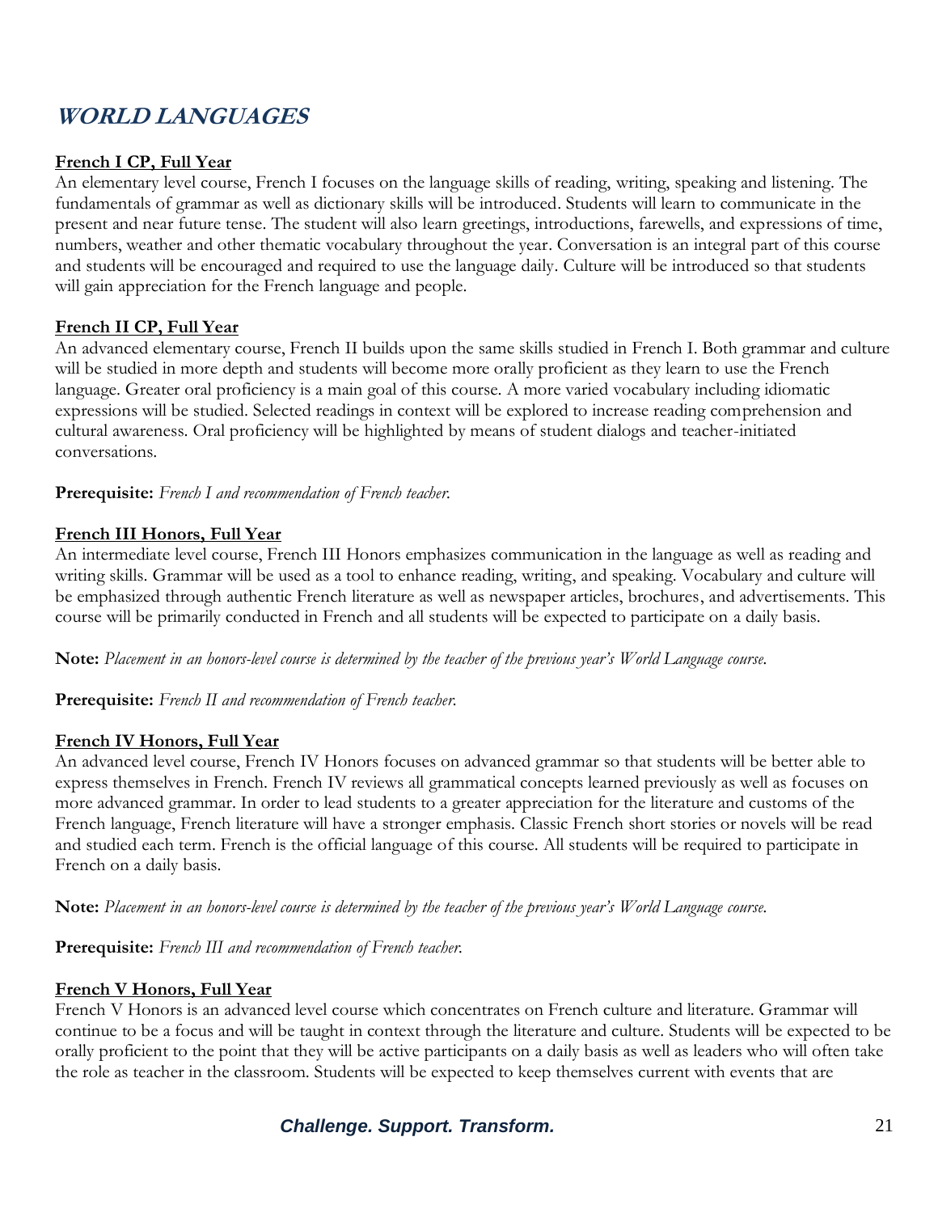# WORLD LANGUAGES

**French I CP, Full Year**

An elementary level course, French I focuses on the language skills of reading, writing, speaking and listening. The fundamentals of grammar as well as dictionary skills will be introduced. Students will learn to communicate in the present and near future tense. The student will also learn greetings, introductions, farewells, and expressions of time, numbers, weather and other thematic vocabulary throughout the year. Conversation is an integral part of this course and students will be encouraged and required to use the language daily. Culture will be introduced so that students will gain appreciation for the French language and people.

**French II CP, Full Year**

An advanced elementary course, French II builds upon the same skills studied in French I. Both grammar and culture will be studied in more depth and students will become more orally proficient as they learn to use the French language. Greater oral proficiency is a main goal of this course. A more varied vocabulary including idiomatic expressions will be studied. Selected readings in context will be explored to increase reading comprehension and cultural awareness. Oral proficiency will be highlighted by means of student dialogs and teacher-initiated conversations.

**Prerequisite:** *French I and recommendation of French teacher.*

**French III Honors, Full Year**

An intermediate level course, French III Honors emphasizes communication in the language as well as reading and writing skills. Grammar will be used as a tool to enhance reading, writing, and speaking. Vocabulary and culture will be emphasized through authentic French literature as well as newspaper articles, brochures, and advertisements. This course will be primarily conducted in French and all students will be expected to participate on a daily basis.

**Note:** *Placement in an honors-level course is determined by the teacher of the previous year's World Language course.*

**Prerequisite:** *French II and recommendation of French teacher.*

**French IV Honors, Full Year**

An advanced level course, French IV Honors focuses on advanced grammar so that students will be better able to express themselves in French. French IV reviews all grammatical concepts learned previously as well as focuses on more advanced grammar. In order to lead students to a greater appreciation for the literature and customs of the French language, French literature will have a stronger emphasis. Classic French short stories or novels will be read and studied each term. French is the official language of this course. All students will be required to participate in French on a daily basis.

**Note:** *Placement in an honors-level course is determined by the teacher of the previous year's World Language course.*

**Prerequisite:** *French III and recommendation of French teacher.*

**French V Honors, Full Year**

French V Honors is an advanced level course which concentrates on French culture and literature. Grammar will continue to be a focus and will be taught in context through the literature and culture. Students will be expected to be orally proficient to the point that they will be active participants on a daily basis as well as leaders who will often take the role as teacher in the classroom. Students will be expected to keep themselves current with events that are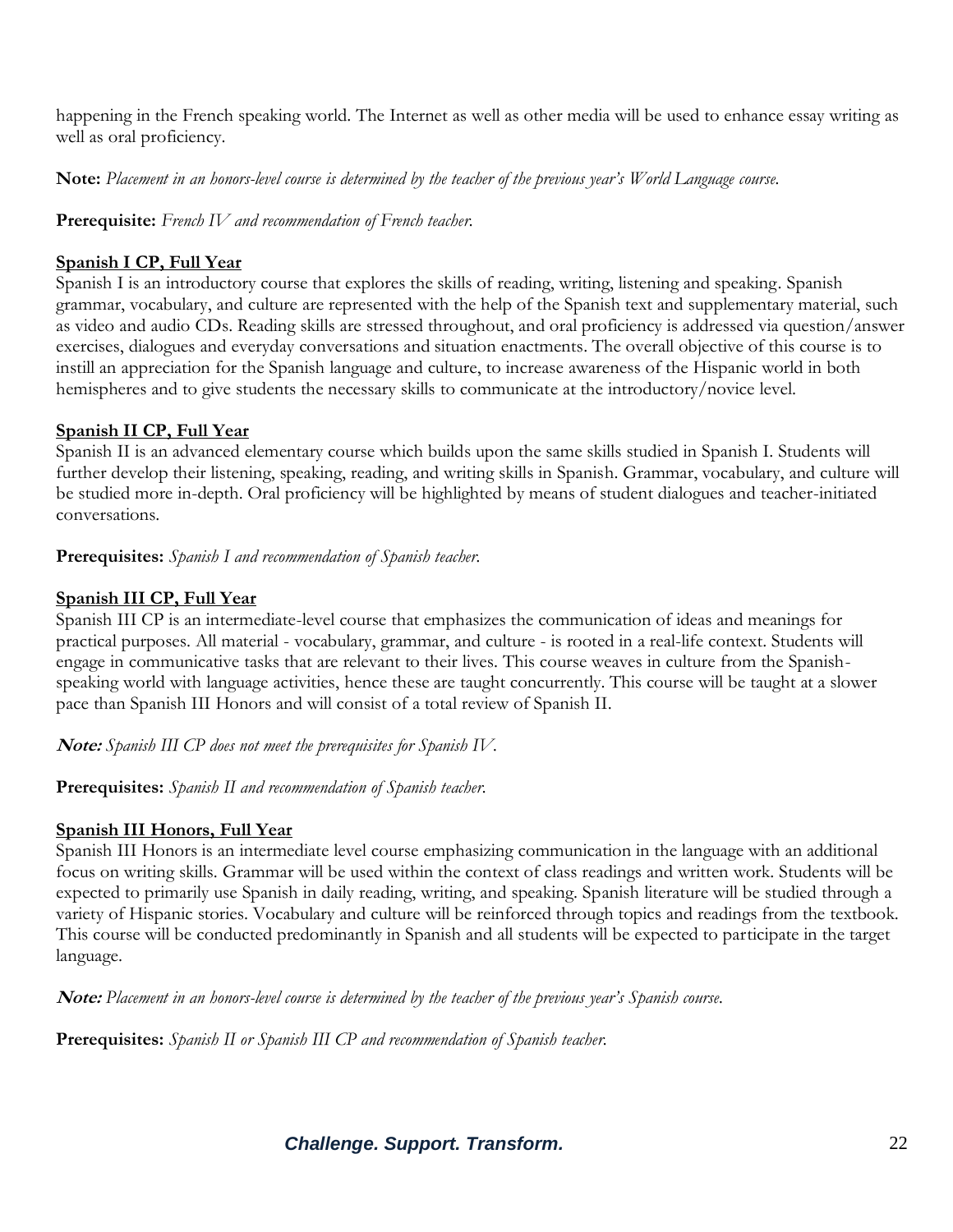happening in the French speaking world. The Internet as well as other media will be used to enhance essay writing as well as oral proficiency.

**Note:** *Placement in an honors-level course is determined by the teacher of the previous year's World Language course.*

**Prerequisite:** *French IV and recommendation of French teacher.*

**Spanish I CP, Full Year**

Spanish I is an introductory course that explores the skills of reading, writing, listening and speaking. Spanish grammar, vocabulary, and culture are represented with the help of the Spanish text and supplementary material, such as video and audio CDs. Reading skills are stressed throughout, and oral proficiency is addressed via question/answer exercises, dialogues and everyday conversations and situation enactments. The overall objective of this course is to instill an appreciation for the Spanish language and culture, to increase awareness of the Hispanic world in both hemispheres and to give students the necessary skills to communicate at the introductory/novice level.

**Spanish II CP, Full Year**

Spanish II is an advanced elementary course which builds upon the same skills studied in Spanish I. Students will further develop their listening, speaking, reading, and writing skills in Spanish. Grammar, vocabulary, and culture will be studied more in-depth. Oral proficiency will be highlighted by means of student dialogues and teacher-initiated conversations.

**Prerequisites:** *Spanish I and recommendation of Spanish teacher.*

**Spanish III CP, Full Year**

Spanish III CP is an intermediate-level course that emphasizes the communication of ideas and meanings for practical purposes. All material - vocabulary, grammar, and culture - is rooted in a real-life context. Students will engage in communicative tasks that are relevant to their lives. This course weaves in culture from the Spanish-speaking world with language activities, hence these are taught concurrently. This course will be taught at a slower pace than Spanish III Honors and will consist of a total review of Spanish II.

**Note:** *Spanish III CP does not meet the prerequisites for Spanish IV.*

**Prerequisites:** *Spanish II and recommendation of Spanish teacher.*

**Spanish III Honors, Full Year**

Spanish III Honors is an intermediate level course emphasizing communication in the language with an additional focus on writing skills. Grammar will be used within the context of class readings and written work. Students will be expected to primarily use Spanish in daily reading, writing, and speaking. Spanish literature will be studied through a variety of Hispanic stories. Vocabulary and culture will be reinforced through topics and readings from the textbook. This course will be conducted predominantly in Spanish and all students will be expected to participate in the target language.

**Note:** *Placement in an honors-level course is determined by the teacher of the previous year's Spanish course.*

**Prerequisites:** *Spanish II or Spanish III CP and recommendation of Spanish teacher.*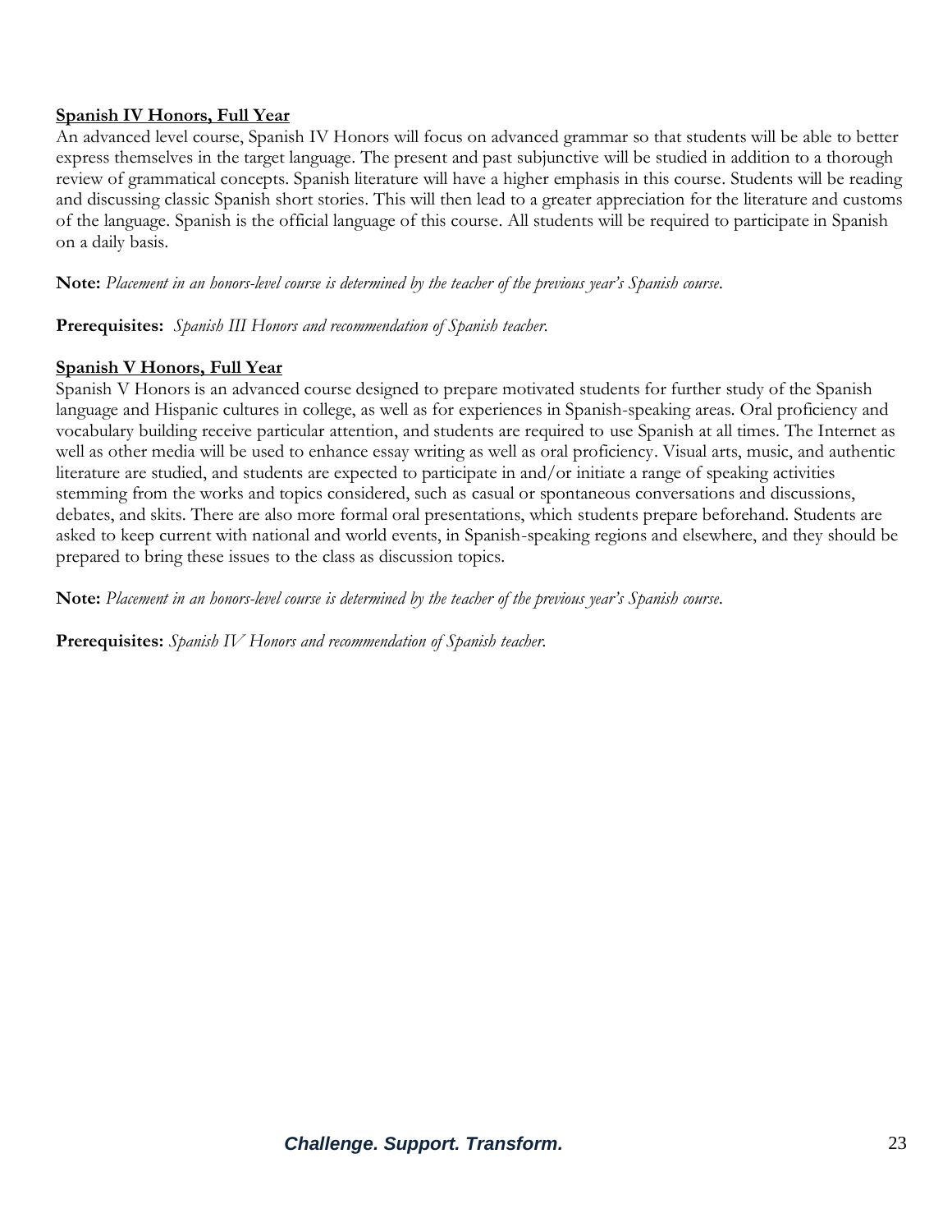**Spanish IV Honors, Full Year**

An advanced level course, Spanish IV Honors will focus on advanced grammar so that students will be able to better express themselves in the target language. The present and past subjunctive will be studied in addition to a thorough review of grammatical concepts. Spanish literature will have a higher emphasis in this course. Students will be reading and discussing classic Spanish short stories. This will then lead to a greater appreciation for the literature and customs of the language. Spanish is the official language of this course. All students will be required to participate in Spanish on a daily basis.

**Note:** *Placement in an honors-level course is determined by the teacher of the previous year's Spanish course.*

**Prerequisites:** *Spanish III Honors and recommendation of Spanish teacher.*

**Spanish V Honors, Full Year**

Spanish V Honors is an advanced course designed to prepare motivated students for further study of the Spanish language and Hispanic cultures in college, as well as for experiences in Spanish-speaking areas. Oral proficiency and vocabulary building receive particular attention, and students are required to use Spanish at all times. The Internet as well as other media will be used to enhance essay writing as well as oral proficiency. Visual arts, music, and authentic literature are studied, and students are expected to participate in and/or initiate a range of speaking activities stemming from the works and topics considered, such as casual or spontaneous conversations and discussions, debates, and skits. There are also more formal oral presentations, which students prepare beforehand. Students are asked to keep current with national and world events, in Spanish-speaking regions and elsewhere, and they should be prepared to bring these issues to the class as discussion topics.

**Note:** *Placement in an honors-level course is determined by the teacher of the previous year's Spanish course.*

**Prerequisites:** *Spanish IV Honors and recommendation of Spanish teacher.*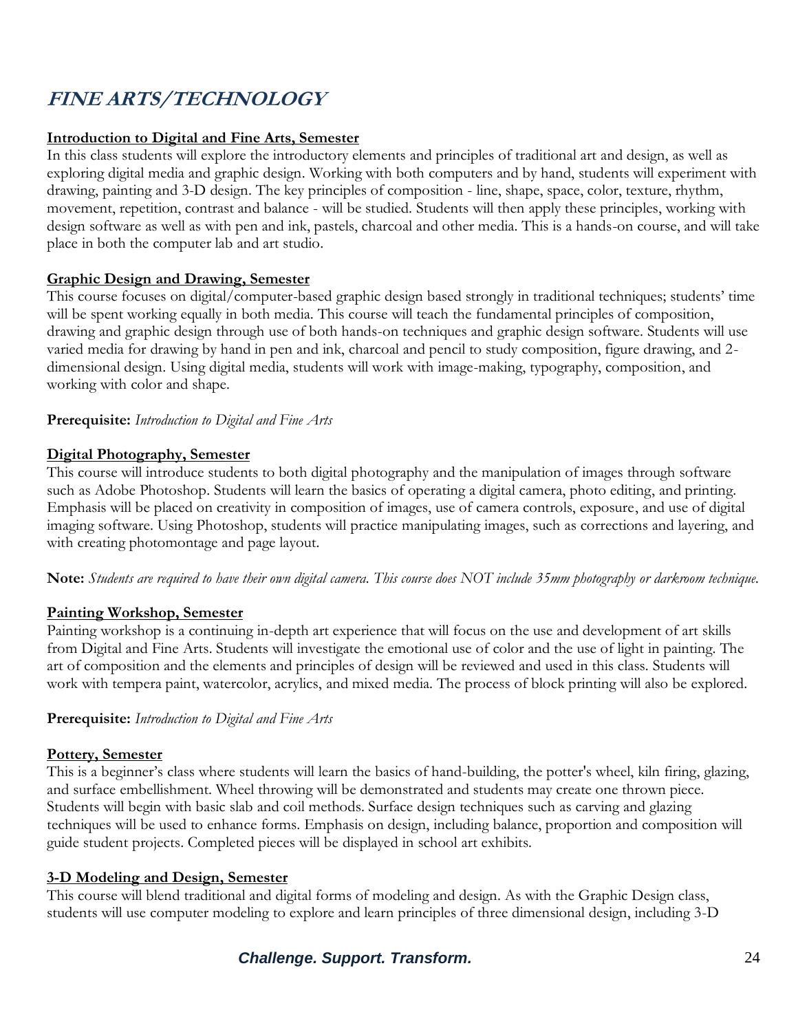# *FINE ARTS/TECHNOLOGY*

**Introduction to Digital and Fine Arts, Semester**

In this class students will explore the introductory elements and principles of traditional art and design, as well as exploring digital media and graphic design. Working with both computers and by hand, students will experiment with drawing, painting and 3-D design. The key principles of composition - line, shape, space, color, texture, rhythm, movement, repetition, contrast and balance - will be studied. Students will then apply these principles, working with design software as well as with pen and ink, pastels, charcoal and other media. This is a hands-on course, and will take place in both the computer lab and art studio.

**Graphic Design and Drawing, Semester**

This course focuses on digital/computer-based graphic design based strongly in traditional techniques; students' time will be spent working equally in both media. This course will teach the fundamental principles of composition, drawing and graphic design through use of both hands-on techniques and graphic design software. Students will use varied media for drawing by hand in pen and ink, charcoal and pencil to study composition, figure drawing, and 2-dimensional design. Using digital media, students will work with image-making, typography, composition, and working with color and shape.

**Prerequisite:** *Introduction to Digital and Fine Arts*

**Digital Photography, Semester**

This course will introduce students to both digital photography and the manipulation of images through software such as Adobe Photoshop. Students will learn the basics of operating a digital camera, photo editing, and printing. Emphasis will be placed on creativity in composition of images, use of camera controls, exposure, and use of digital imaging software. Using Photoshop, students will practice manipulating images, such as corrections and layering, and with creating photomontage and page layout.

**Note:** *Students are required to have their own digital camera. This course does NOT include 35mm photography or darkroom technique.*

**Painting Workshop, Semester**

Painting workshop is a continuing in-depth art experience that will focus on the use and development of art skills from Digital and Fine Arts. Students will investigate the emotional use of color and the use of light in painting. The art of composition and the elements and principles of design will be reviewed and used in this class. Students will work with tempera paint, watercolor, acrylics, and mixed media. The process of block printing will also be explored.

**Prerequisite:** *Introduction to Digital and Fine Arts*

**Pottery, Semester**

This is a beginner's class where students will learn the basics of hand-building, the potter's wheel, kiln firing, glazing, and surface embellishment. Wheel throwing will be demonstrated and students may create one thrown piece. Students will begin with basic slab and coil methods. Surface design techniques such as carving and glazing techniques will be used to enhance forms. Emphasis on design, including balance, proportion and composition will guide student projects. Completed pieces will be displayed in school art exhibits.

**3-D Modeling and Design, Semester**

This course will blend traditional and digital forms of modeling and design. As with the Graphic Design class, students will use computer modeling to explore and learn principles of three dimensional design, including 3-D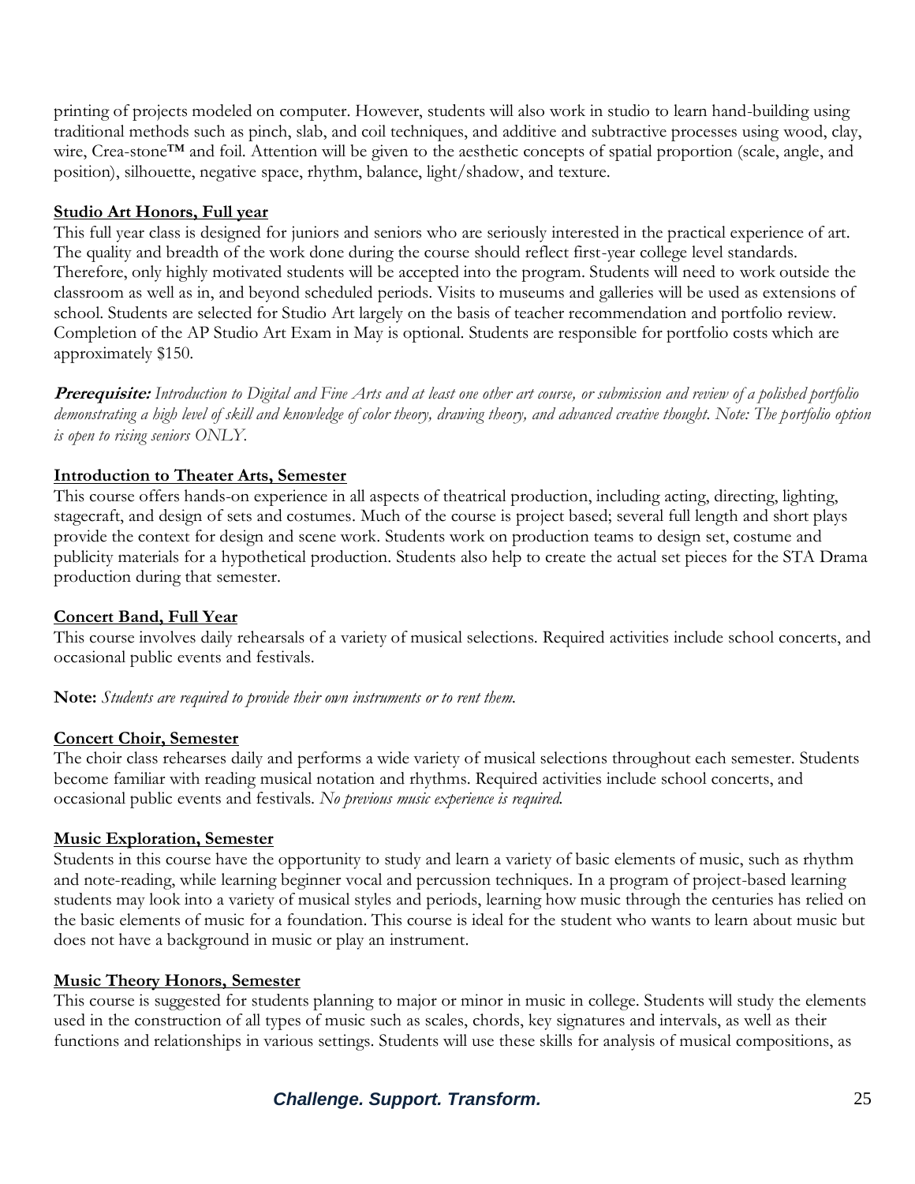printing of projects modeled on computer. However, students will also work in studio to learn hand-building using traditional methods such as pinch, slab, and coil techniques, and additive and subtractive processes using wood, clay, wire, Crea-stone™ and foil. Attention will be given to the aesthetic concepts of spatial proportion (scale, angle, and position), silhouette, negative space, rhythm, balance, light/shadow, and texture.

**Studio Art Honors, Full year**

This full year class is designed for juniors and seniors who are seriously interested in the practical experience of art. The quality and breadth of the work done during the course should reflect first-year college level standards. Therefore, only highly motivated students will be accepted into the program. Students will need to work outside the classroom as well as in, and beyond scheduled periods. Visits to museums and galleries will be used as extensions of school. Students are selected for Studio Art largely on the basis of teacher recommendation and portfolio review. Completion of the AP Studio Art Exam in May is optional. Students are responsible for portfolio costs which are approximately $150.

***Prerequisite:*** *Introduction to Digital and Fine Arts and at least one other art course, or submission and review of a polished portfolio demonstrating a high level of skill and knowledge of color theory, drawing theory, and advanced creative thought. Note: The portfolio option is open to rising seniors ONLY.*

**Introduction to Theater Arts, Semester**

This course offers hands-on experience in all aspects of theatrical production, including acting, directing, lighting, stagecraft, and design of sets and costumes. Much of the course is project based; several full length and short plays provide the context for design and scene work. Students work on production teams to design set, costume and publicity materials for a hypothetical production. Students also help to create the actual set pieces for the STA Drama production during that semester.

**Concert Band, Full Year**

This course involves daily rehearsals of a variety of musical selections. Required activities include school concerts, and occasional public events and festivals.

**Note:** *Students are required to provide their own instruments or to rent them.*

**Concert Choir, Semester**

The choir class rehearses daily and performs a wide variety of musical selections throughout each semester. Students become familiar with reading musical notation and rhythms. Required activities include school concerts, and occasional public events and festivals. *No previous music experience is required.*

**Music Exploration, Semester**

Students in this course have the opportunity to study and learn a variety of basic elements of music, such as rhythm and note-reading, while learning beginner vocal and percussion techniques. In a program of project-based learning students may look into a variety of musical styles and periods, learning how music through the centuries has relied on the basic elements of music for a foundation. This course is ideal for the student who wants to learn about music but does not have a background in music or play an instrument.

**Music Theory Honors, Semester**

This course is suggested for students planning to major or minor in music in college. Students will study the elements used in the construction of all types of music such as scales, chords, key signatures and intervals, as well as their functions and relationships in various settings. Students will use these skills for analysis of musical compositions, as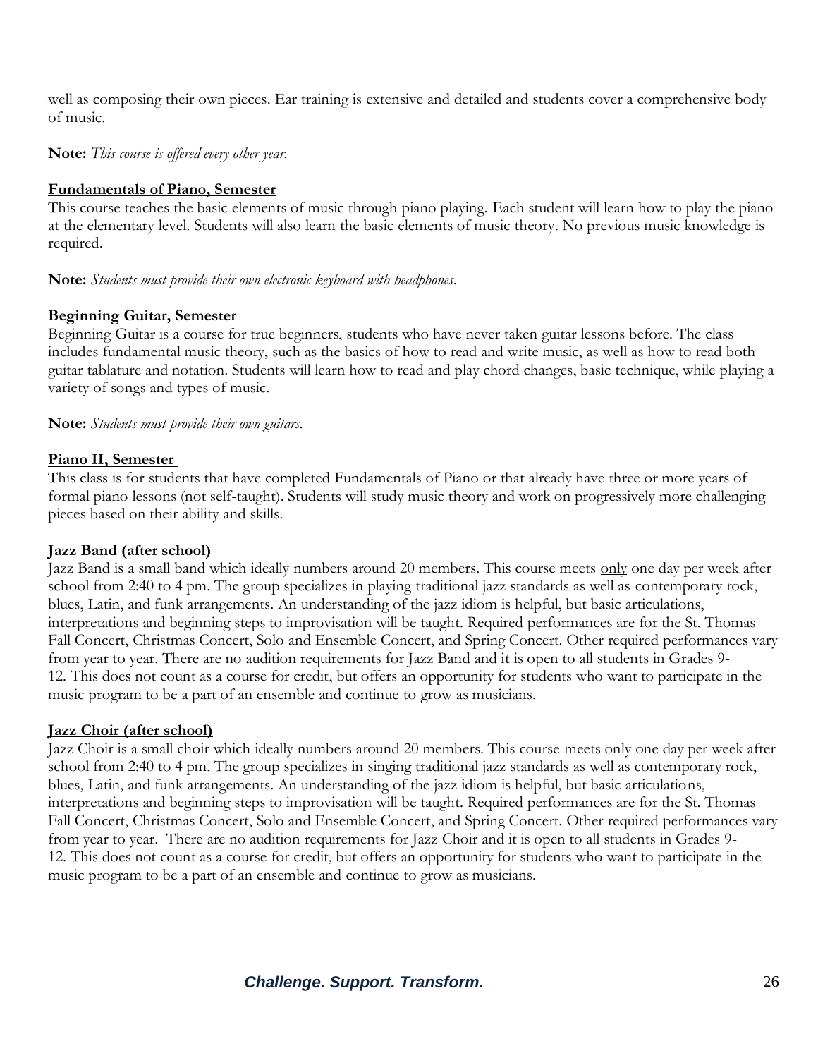well as composing their own pieces. Ear training is extensive and detailed and students cover a comprehensive body of music.

**Note:** *This course is offered every other year.*

### Fundamentals of Piano, Semester

This course teaches the basic elements of music through piano playing. Each student will learn how to play the piano at the elementary level. Students will also learn the basic elements of music theory. No previous music knowledge is required.

**Note:** *Students must provide their own electronic keyboard with headphones.*

### Beginning Guitar, Semester

Beginning Guitar is a course for true beginners, students who have never taken guitar lessons before. The class includes fundamental music theory, such as the basics of how to read and write music, as well as how to read both guitar tablature and notation. Students will learn how to read and play chord changes, basic technique, while playing a variety of songs and types of music.

**Note:** *Students must provide their own guitars.*

### Piano II, Semester

This class is for students that have completed Fundamentals of Piano or that already have three or more years of formal piano lessons (not self-taught). Students will study music theory and work on progressively more challenging pieces based on their ability and skills.

### Jazz Band (after school)

Jazz Band is a small band which ideally numbers around 20 members. This course meets only one day per week after school from 2:40 to 4 pm. The group specializes in playing traditional jazz standards as well as contemporary rock, blues, Latin, and funk arrangements. An understanding of the jazz idiom is helpful, but basic articulations, interpretations and beginning steps to improvisation will be taught. Required performances are for the St. Thomas Fall Concert, Christmas Concert, Solo and Ensemble Concert, and Spring Concert. Other required performances vary from year to year. There are no audition requirements for Jazz Band and it is open to all students in Grades 9-12. This does not count as a course for credit, but offers an opportunity for students who want to participate in the music program to be a part of an ensemble and continue to grow as musicians.

### Jazz Choir (after school)

Jazz Choir is a small choir which ideally numbers around 20 members. This course meets only one day per week after school from 2:40 to 4 pm. The group specializes in singing traditional jazz standards as well as contemporary rock, blues, Latin, and funk arrangements. An understanding of the jazz idiom is helpful, but basic articulations, interpretations and beginning steps to improvisation will be taught. Required performances are for the St. Thomas Fall Concert, Christmas Concert, Solo and Ensemble Concert, and Spring Concert. Other required performances vary from year to year. There are no audition requirements for Jazz Choir and it is open to all students in Grades 9-12. This does not count as a course for credit, but offers an opportunity for students who want to participate in the music program to be a part of an ensemble and continue to grow as musicians.